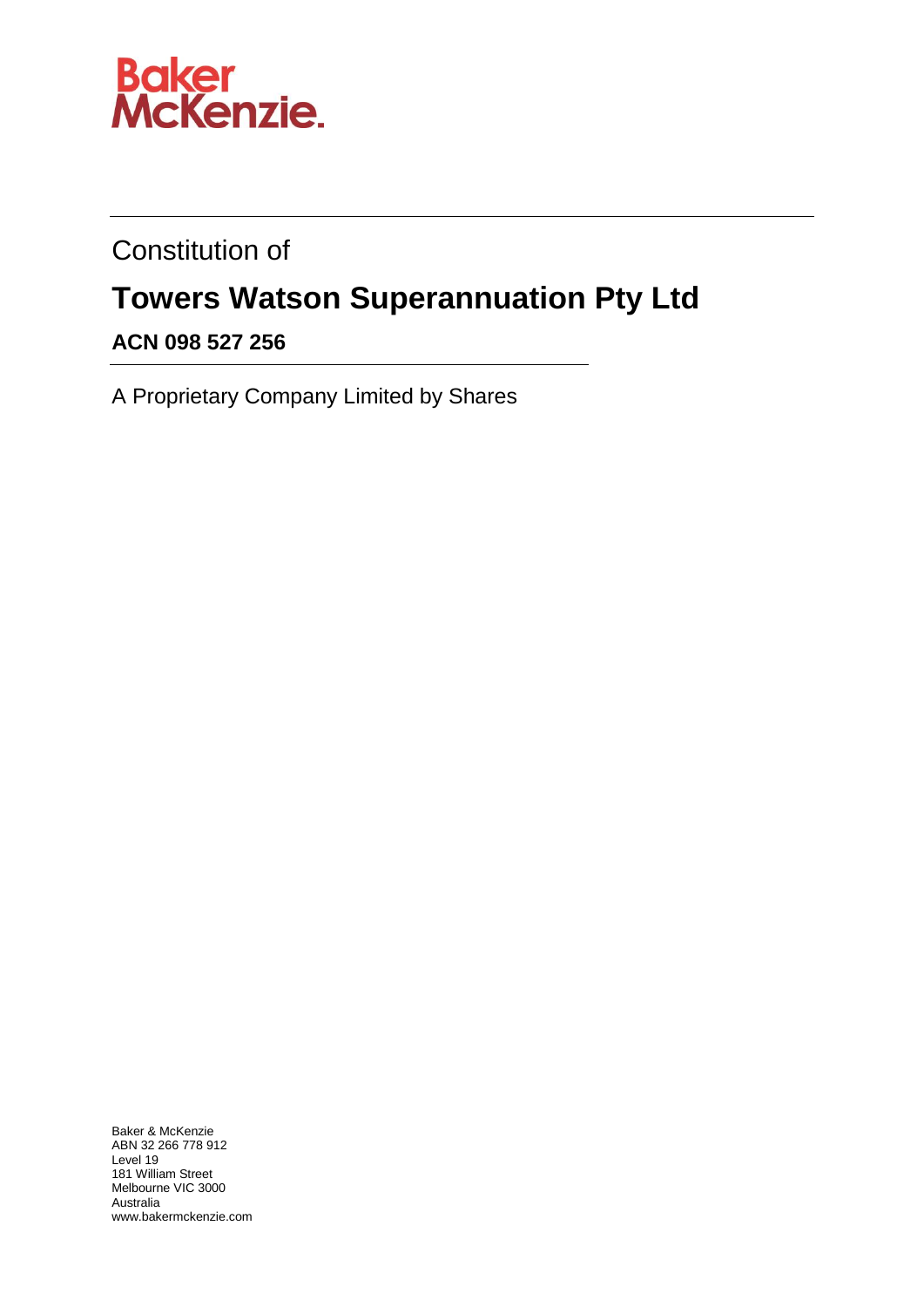Baker McKenzie.

Constitution of

# Towers Watson Superannuation Pty Ltd

**ACN 098 527 256**

A Proprietary Company Limited by Shares

Baker & McKenzie
ABN 32 266 778 912
Level 19
181 William Street
Melbourne VIC 3000
Australia
www.bakermckenzie.com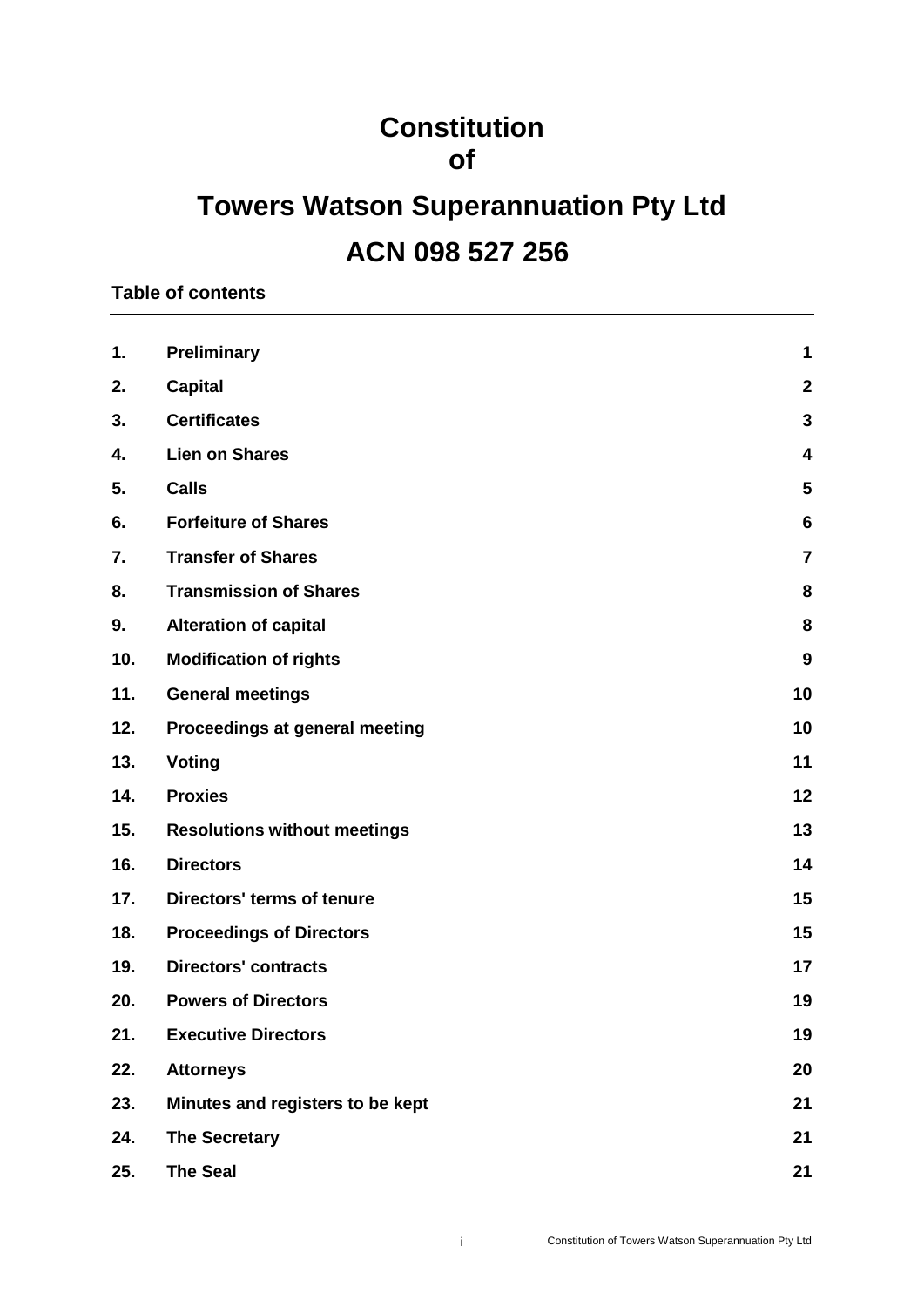# Constitution of

# Towers Watson Superannuation Pty Ltd

# ACN 098 527 256

**Table of contents**

| | | |
|---|---|---|
| **1.** | **Preliminary** | **1** |
| **2.** | **Capital** | **2** |
| **3.** | **Certificates** | **3** |
| **4.** | **Lien on Shares** | **4** |
| **5.** | **Calls** | **5** |
| **6.** | **Forfeiture of Shares** | **6** |
| **7.** | **Transfer of Shares** | **7** |
| **8.** | **Transmission of Shares** | **8** |
| **9.** | **Alteration of capital** | **8** |
| **10.** | **Modification of rights** | **9** |
| **11.** | **General meetings** | **10** |
| **12.** | **Proceedings at general meeting** | **10** |
| **13.** | **Voting** | **11** |
| **14.** | **Proxies** | **12** |
| **15.** | **Resolutions without meetings** | **13** |
| **16.** | **Directors** | **14** |
| **17.** | **Directors' terms of tenure** | **15** |
| **18.** | **Proceedings of Directors** | **15** |
| **19.** | **Directors' contracts** | **17** |
| **20.** | **Powers of Directors** | **19** |
| **21.** | **Executive Directors** | **19** |
| **22.** | **Attorneys** | **20** |
| **23.** | **Minutes and registers to be kept** | **21** |
| **24.** | **The Secretary** | **21** |
| **25.** | **The Seal** | **21** |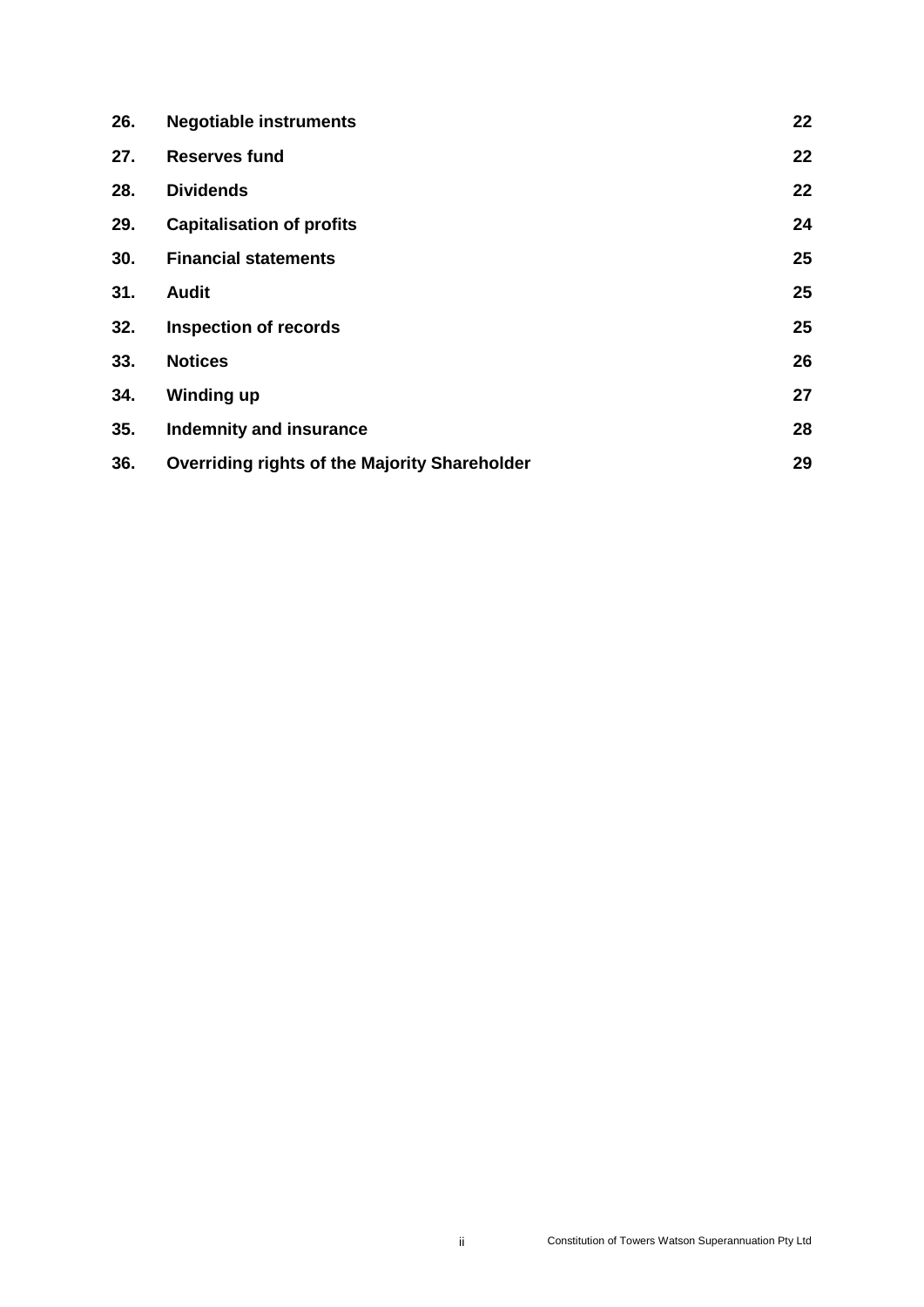| | | |
|---|---|---|
| **26.** | **Negotiable instruments** | **22** |
| **27.** | **Reserves fund** | **22** |
| **28.** | **Dividends** | **22** |
| **29.** | **Capitalisation of profits** | **24** |
| **30.** | **Financial statements** | **25** |
| **31.** | **Audit** | **25** |
| **32.** | **Inspection of records** | **25** |
| **33.** | **Notices** | **26** |
| **34.** | **Winding up** | **27** |
| **35.** | **Indemnity and insurance** | **28** |
| **36.** | **Overriding rights of the Majority Shareholder** | **29** |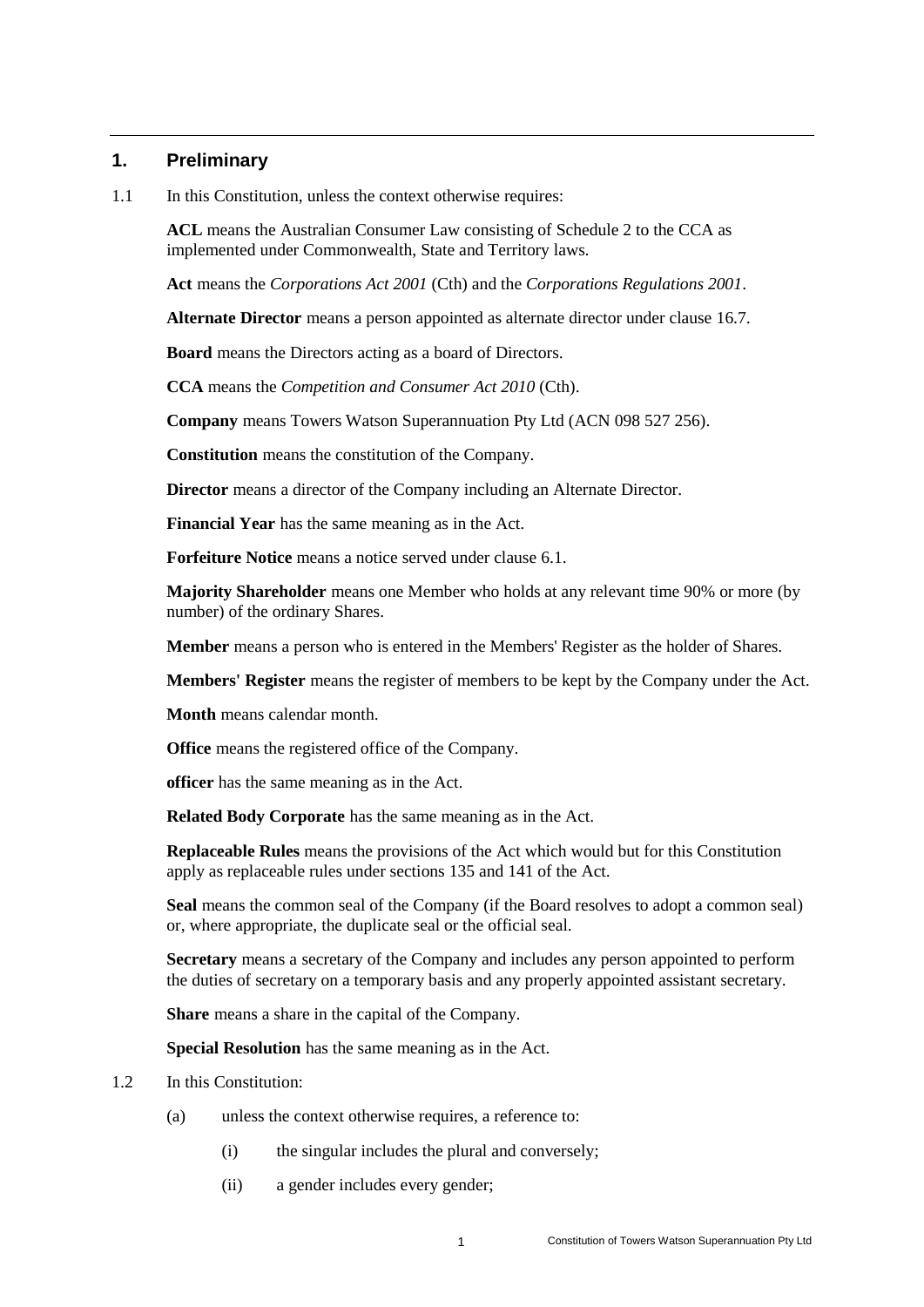## 1. Preliminary

1.1 In this Constitution, unless the context otherwise requires:

**ACL** means the Australian Consumer Law consisting of Schedule 2 to the CCA as implemented under Commonwealth, State and Territory laws.

**Act** means the *Corporations Act 2001* (Cth) and the *Corporations Regulations 2001*.

**Alternate Director** means a person appointed as alternate director under clause 16.7.

**Board** means the Directors acting as a board of Directors.

**CCA** means the *Competition and Consumer Act 2010* (Cth).

**Company** means Towers Watson Superannuation Pty Ltd (ACN 098 527 256).

**Constitution** means the constitution of the Company.

**Director** means a director of the Company including an Alternate Director.

**Financial Year** has the same meaning as in the Act.

**Forfeiture Notice** means a notice served under clause 6.1.

**Majority Shareholder** means one Member who holds at any relevant time 90% or more (by number) of the ordinary Shares.

**Member** means a person who is entered in the Members' Register as the holder of Shares.

**Members' Register** means the register of members to be kept by the Company under the Act.

**Month** means calendar month.

**Office** means the registered office of the Company.

**officer** has the same meaning as in the Act.

**Related Body Corporate** has the same meaning as in the Act.

**Replaceable Rules** means the provisions of the Act which would but for this Constitution apply as replaceable rules under sections 135 and 141 of the Act.

**Seal** means the common seal of the Company (if the Board resolves to adopt a common seal) or, where appropriate, the duplicate seal or the official seal.

**Secretary** means a secretary of the Company and includes any person appointed to perform the duties of secretary on a temporary basis and any properly appointed assistant secretary.

**Share** means a share in the capital of the Company.

**Special Resolution** has the same meaning as in the Act.

1.2 In this Constitution:

(a) unless the context otherwise requires, a reference to:

(i) the singular includes the plural and conversely;

(ii) a gender includes every gender;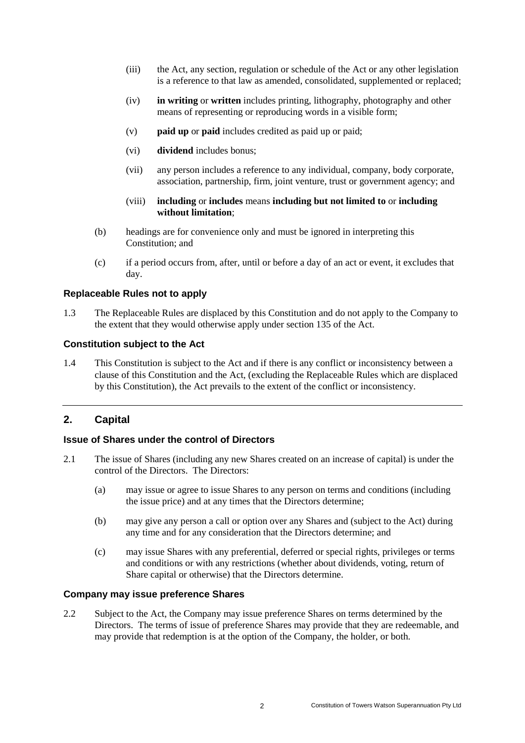(iii) the Act, any section, regulation or schedule of the Act or any other legislation is a reference to that law as amended, consolidated, supplemented or replaced;

(iv) **in writing** or **written** includes printing, lithography, photography and other means of representing or reproducing words in a visible form;

(v) **paid up** or **paid** includes credited as paid up or paid;

(vi) **dividend** includes bonus;

(vii) any person includes a reference to any individual, company, body corporate, association, partnership, firm, joint venture, trust or government agency; and

(viii) **including** or **includes** means **including but not limited to** or **including without limitation**;

(b) headings are for convenience only and must be ignored in interpreting this Constitution; and

(c) if a period occurs from, after, until or before a day of an act or event, it excludes that day.

### Replaceable Rules not to apply

1.3 The Replaceable Rules are displaced by this Constitution and do not apply to the Company to the extent that they would otherwise apply under section 135 of the Act.

### Constitution subject to the Act

1.4 This Constitution is subject to the Act and if there is any conflict or inconsistency between a clause of this Constitution and the Act, (excluding the Replaceable Rules which are displaced by this Constitution), the Act prevails to the extent of the conflict or inconsistency.

## 2. Capital

### Issue of Shares under the control of Directors

2.1 The issue of Shares (including any new Shares created on an increase of capital) is under the control of the Directors. The Directors:

(a) may issue or agree to issue Shares to any person on terms and conditions (including the issue price) and at any times that the Directors determine;

(b) may give any person a call or option over any Shares and (subject to the Act) during any time and for any consideration that the Directors determine; and

(c) may issue Shares with any preferential, deferred or special rights, privileges or terms and conditions or with any restrictions (whether about dividends, voting, return of Share capital or otherwise) that the Directors determine.

### Company may issue preference Shares

2.2 Subject to the Act, the Company may issue preference Shares on terms determined by the Directors. The terms of issue of preference Shares may provide that they are redeemable, and may provide that redemption is at the option of the Company, the holder, or both.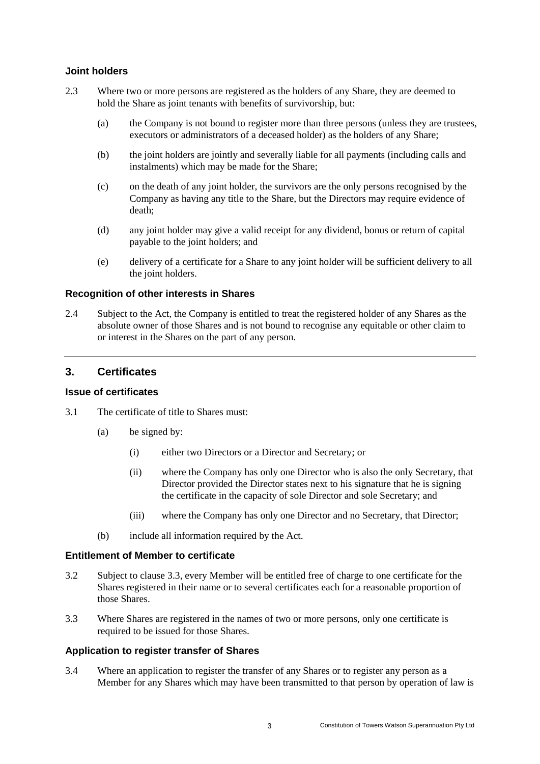### Joint holders

2.3 Where two or more persons are registered as the holders of any Share, they are deemed to hold the Share as joint tenants with benefits of survivorship, but:

(a) the Company is not bound to register more than three persons (unless they are trustees, executors or administrators of a deceased holder) as the holders of any Share;

(b) the joint holders are jointly and severally liable for all payments (including calls and instalments) which may be made for the Share;

(c) on the death of any joint holder, the survivors are the only persons recognised by the Company as having any title to the Share, but the Directors may require evidence of death;

(d) any joint holder may give a valid receipt for any dividend, bonus or return of capital payable to the joint holders; and

(e) delivery of a certificate for a Share to any joint holder will be sufficient delivery to all the joint holders.

### Recognition of other interests in Shares

2.4 Subject to the Act, the Company is entitled to treat the registered holder of any Shares as the absolute owner of those Shares and is not bound to recognise any equitable or other claim to or interest in the Shares on the part of any person.

---

## 3. Certificates

### Issue of certificates

3.1 The certificate of title to Shares must:

(a) be signed by:

(i) either two Directors or a Director and Secretary; or

(ii) where the Company has only one Director who is also the only Secretary, that Director provided the Director states next to his signature that he is signing the certificate in the capacity of sole Director and sole Secretary; and

(iii) where the Company has only one Director and no Secretary, that Director;

(b) include all information required by the Act.

### Entitlement of Member to certificate

3.2 Subject to clause 3.3, every Member will be entitled free of charge to one certificate for the Shares registered in their name or to several certificates each for a reasonable proportion of those Shares.

3.3 Where Shares are registered in the names of two or more persons, only one certificate is required to be issued for those Shares.

### Application to register transfer of Shares

3.4 Where an application to register the transfer of any Shares or to register any person as a Member for any Shares which may have been transmitted to that person by operation of law is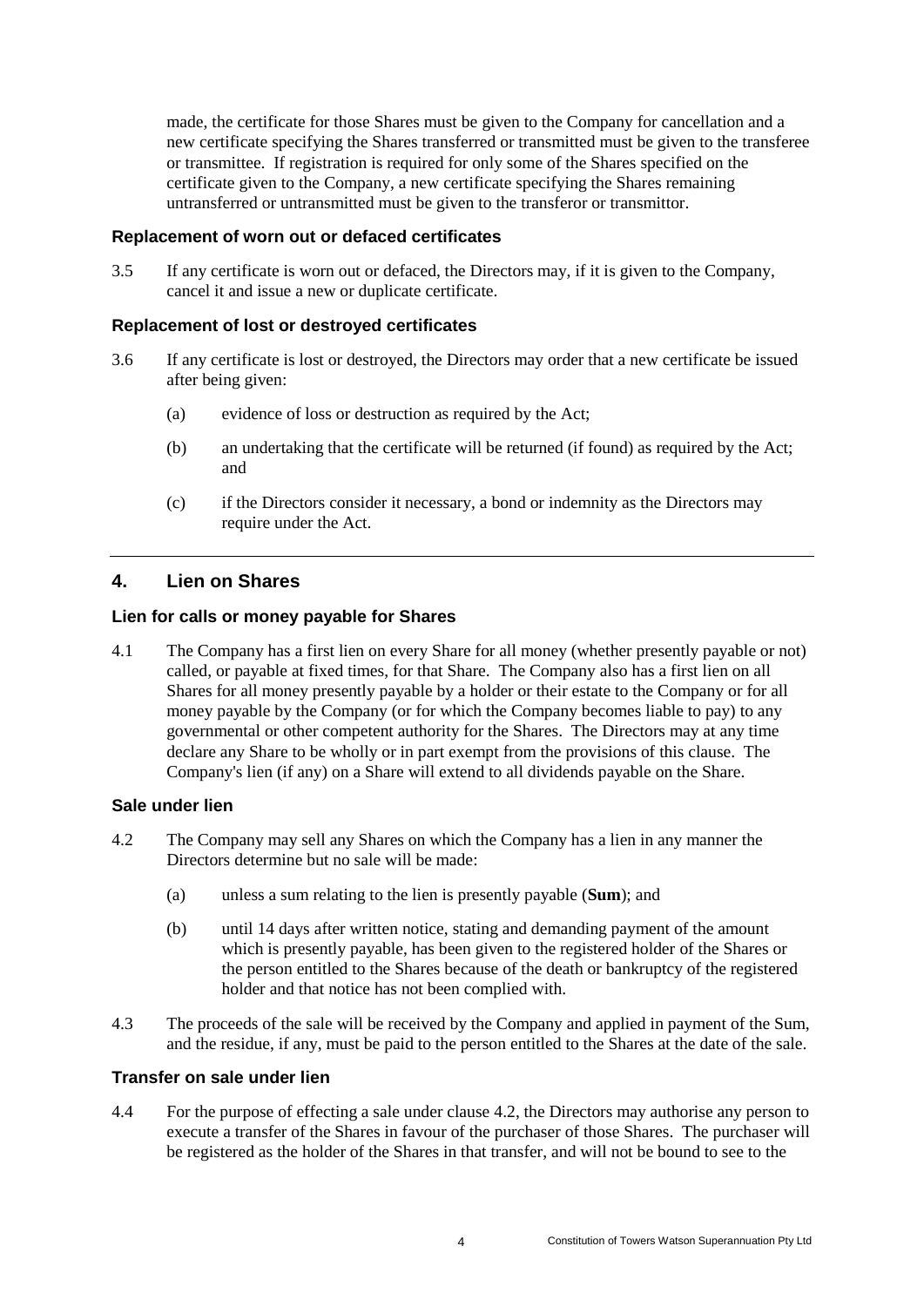made, the certificate for those Shares must be given to the Company for cancellation and a new certificate specifying the Shares transferred or transmitted must be given to the transferee or transmittee. If registration is required for only some of the Shares specified on the certificate given to the Company, a new certificate specifying the Shares remaining untransferred or untransmitted must be given to the transferor or transmittor.

### Replacement of worn out or defaced certificates

3.5 If any certificate is worn out or defaced, the Directors may, if it is given to the Company, cancel it and issue a new or duplicate certificate.

### Replacement of lost or destroyed certificates

3.6 If any certificate is lost or destroyed, the Directors may order that a new certificate be issued after being given:

(a) evidence of loss or destruction as required by the Act;

(b) an undertaking that the certificate will be returned (if found) as required by the Act; and

(c) if the Directors consider it necessary, a bond or indemnity as the Directors may require under the Act.

## 4. Lien on Shares

### Lien for calls or money payable for Shares

4.1 The Company has a first lien on every Share for all money (whether presently payable or not) called, or payable at fixed times, for that Share. The Company also has a first lien on all Shares for all money presently payable by a holder or their estate to the Company or for all money payable by the Company (or for which the Company becomes liable to pay) to any governmental or other competent authority for the Shares. The Directors may at any time declare any Share to be wholly or in part exempt from the provisions of this clause. The Company's lien (if any) on a Share will extend to all dividends payable on the Share.

### Sale under lien

4.2 The Company may sell any Shares on which the Company has a lien in any manner the Directors determine but no sale will be made:

(a) unless a sum relating to the lien is presently payable (**Sum**); and

(b) until 14 days after written notice, stating and demanding payment of the amount which is presently payable, has been given to the registered holder of the Shares or the person entitled to the Shares because of the death or bankruptcy of the registered holder and that notice has not been complied with.

4.3 The proceeds of the sale will be received by the Company and applied in payment of the Sum, and the residue, if any, must be paid to the person entitled to the Shares at the date of the sale.

### Transfer on sale under lien

4.4 For the purpose of effecting a sale under clause 4.2, the Directors may authorise any person to execute a transfer of the Shares in favour of the purchaser of those Shares. The purchaser will be registered as the holder of the Shares in that transfer, and will not be bound to see to the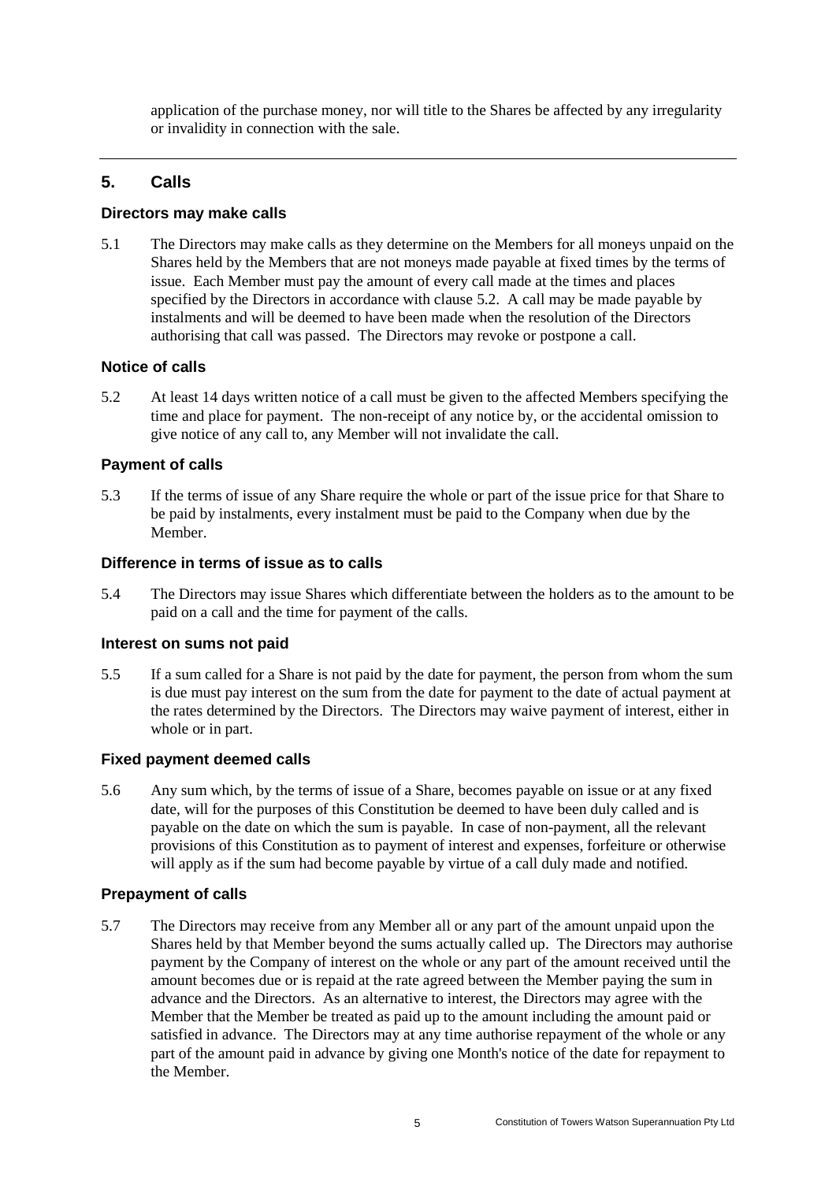application of the purchase money, nor will title to the Shares be affected by any irregularity or invalidity in connection with the sale.

---

## 5. Calls

### Directors may make calls

5.1 The Directors may make calls as they determine on the Members for all moneys unpaid on the Shares held by the Members that are not moneys made payable at fixed times by the terms of issue. Each Member must pay the amount of every call made at the times and places specified by the Directors in accordance with clause 5.2. A call may be made payable by instalments and will be deemed to have been made when the resolution of the Directors authorising that call was passed. The Directors may revoke or postpone a call.

### Notice of calls

5.2 At least 14 days written notice of a call must be given to the affected Members specifying the time and place for payment. The non-receipt of any notice by, or the accidental omission to give notice of any call to, any Member will not invalidate the call.

### Payment of calls

5.3 If the terms of issue of any Share require the whole or part of the issue price for that Share to be paid by instalments, every instalment must be paid to the Company when due by the Member.

### Difference in terms of issue as to calls

5.4 The Directors may issue Shares which differentiate between the holders as to the amount to be paid on a call and the time for payment of the calls.

### Interest on sums not paid

5.5 If a sum called for a Share is not paid by the date for payment, the person from whom the sum is due must pay interest on the sum from the date for payment to the date of actual payment at the rates determined by the Directors. The Directors may waive payment of interest, either in whole or in part.

### Fixed payment deemed calls

5.6 Any sum which, by the terms of issue of a Share, becomes payable on issue or at any fixed date, will for the purposes of this Constitution be deemed to have been duly called and is payable on the date on which the sum is payable. In case of non-payment, all the relevant provisions of this Constitution as to payment of interest and expenses, forfeiture or otherwise will apply as if the sum had become payable by virtue of a call duly made and notified.

### Prepayment of calls

5.7 The Directors may receive from any Member all or any part of the amount unpaid upon the Shares held by that Member beyond the sums actually called up. The Directors may authorise payment by the Company of interest on the whole or any part of the amount received until the amount becomes due or is repaid at the rate agreed between the Member paying the sum in advance and the Directors. As an alternative to interest, the Directors may agree with the Member that the Member be treated as paid up to the amount including the amount paid or satisfied in advance. The Directors may at any time authorise repayment of the whole or any part of the amount paid in advance by giving one Month's notice of the date for repayment to the Member.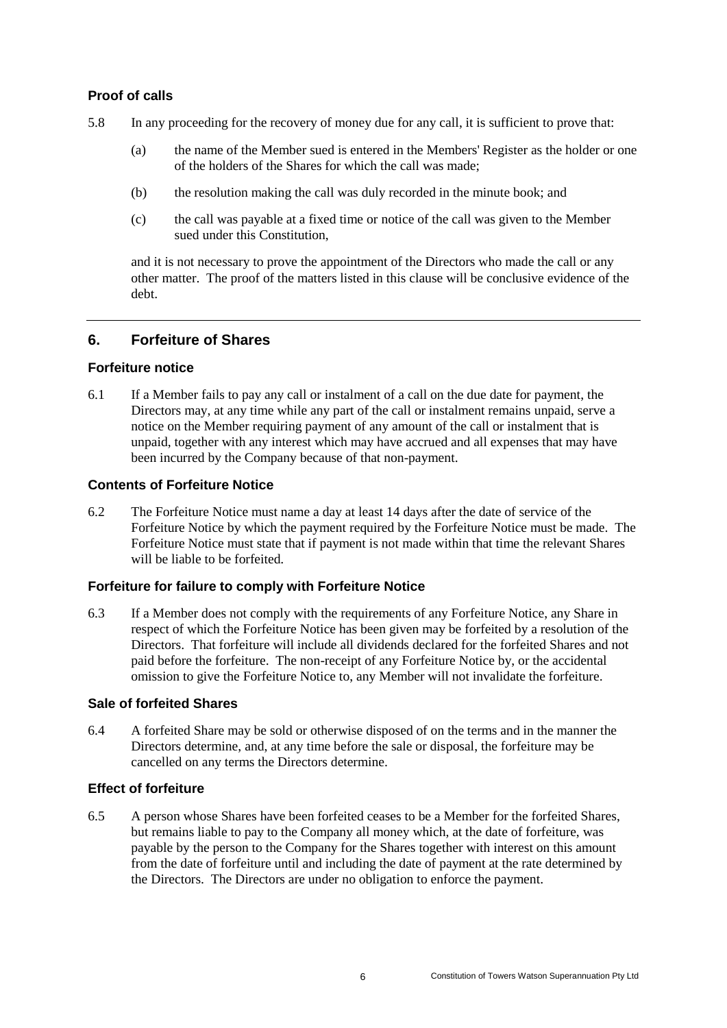### Proof of calls

5.8 In any proceeding for the recovery of money due for any call, it is sufficient to prove that:

(a) the name of the Member sued is entered in the Members' Register as the holder or one of the holders of the Shares for which the call was made;

(b) the resolution making the call was duly recorded in the minute book; and

(c) the call was payable at a fixed time or notice of the call was given to the Member sued under this Constitution,

and it is not necessary to prove the appointment of the Directors who made the call or any other matter. The proof of the matters listed in this clause will be conclusive evidence of the debt.

## 6. Forfeiture of Shares

### Forfeiture notice

6.1 If a Member fails to pay any call or instalment of a call on the due date for payment, the Directors may, at any time while any part of the call or instalment remains unpaid, serve a notice on the Member requiring payment of any amount of the call or instalment that is unpaid, together with any interest which may have accrued and all expenses that may have been incurred by the Company because of that non-payment.

### Contents of Forfeiture Notice

6.2 The Forfeiture Notice must name a day at least 14 days after the date of service of the Forfeiture Notice by which the payment required by the Forfeiture Notice must be made. The Forfeiture Notice must state that if payment is not made within that time the relevant Shares will be liable to be forfeited.

### Forfeiture for failure to comply with Forfeiture Notice

6.3 If a Member does not comply with the requirements of any Forfeiture Notice, any Share in respect of which the Forfeiture Notice has been given may be forfeited by a resolution of the Directors. That forfeiture will include all dividends declared for the forfeited Shares and not paid before the forfeiture. The non-receipt of any Forfeiture Notice by, or the accidental omission to give the Forfeiture Notice to, any Member will not invalidate the forfeiture.

### Sale of forfeited Shares

6.4 A forfeited Share may be sold or otherwise disposed of on the terms and in the manner the Directors determine, and, at any time before the sale or disposal, the forfeiture may be cancelled on any terms the Directors determine.

### Effect of forfeiture

6.5 A person whose Shares have been forfeited ceases to be a Member for the forfeited Shares, but remains liable to pay to the Company all money which, at the date of forfeiture, was payable by the person to the Company for the Shares together with interest on this amount from the date of forfeiture until and including the date of payment at the rate determined by the Directors. The Directors are under no obligation to enforce the payment.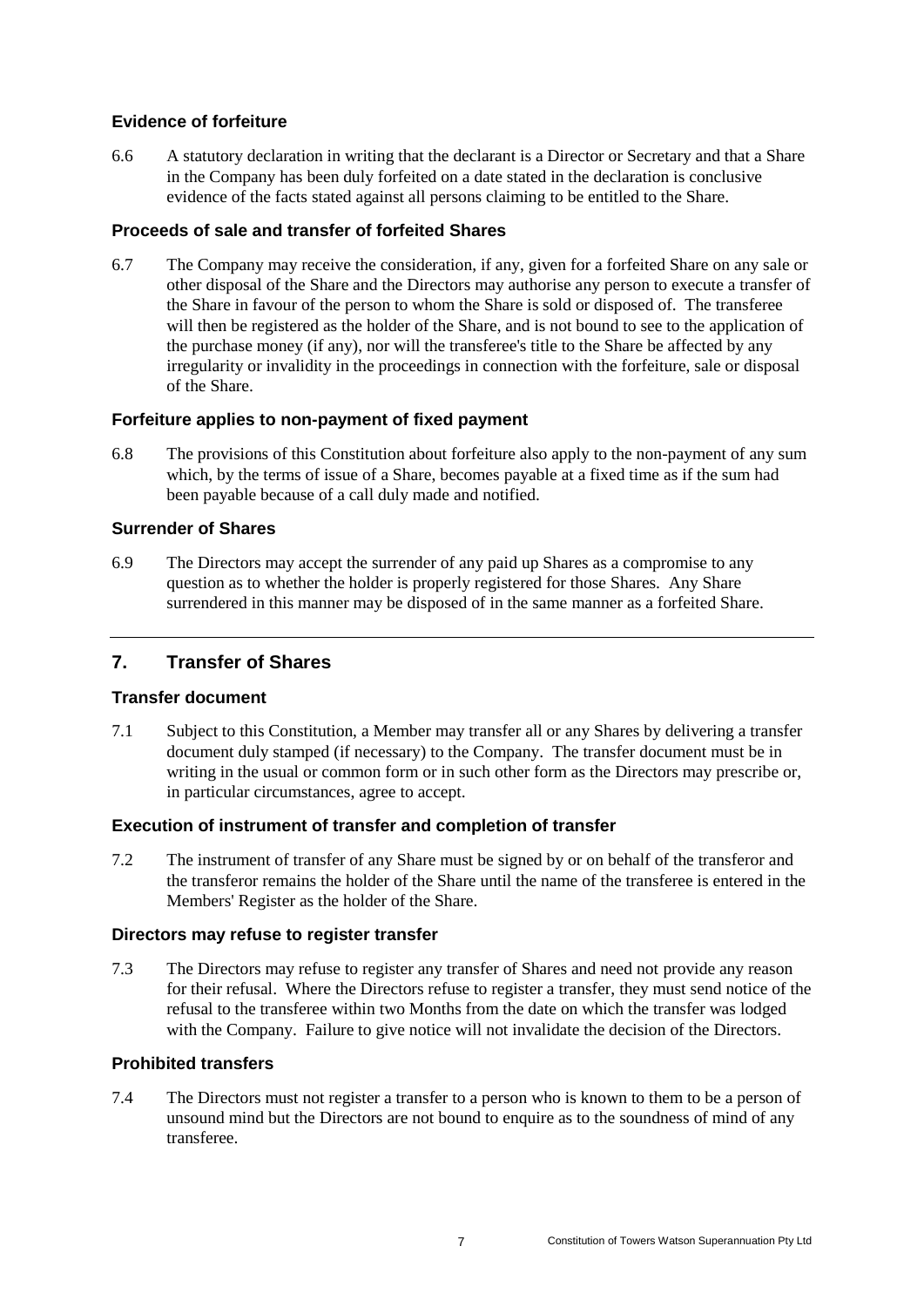### Evidence of forfeiture

6.6 A statutory declaration in writing that the declarant is a Director or Secretary and that a Share in the Company has been duly forfeited on a date stated in the declaration is conclusive evidence of the facts stated against all persons claiming to be entitled to the Share.

### Proceeds of sale and transfer of forfeited Shares

6.7 The Company may receive the consideration, if any, given for a forfeited Share on any sale or other disposal of the Share and the Directors may authorise any person to execute a transfer of the Share in favour of the person to whom the Share is sold or disposed of. The transferee will then be registered as the holder of the Share, and is not bound to see to the application of the purchase money (if any), nor will the transferee's title to the Share be affected by any irregularity or invalidity in the proceedings in connection with the forfeiture, sale or disposal of the Share.

### Forfeiture applies to non-payment of fixed payment

6.8 The provisions of this Constitution about forfeiture also apply to the non-payment of any sum which, by the terms of issue of a Share, becomes payable at a fixed time as if the sum had been payable because of a call duly made and notified.

### Surrender of Shares

6.9 The Directors may accept the surrender of any paid up Shares as a compromise to any question as to whether the holder is properly registered for those Shares. Any Share surrendered in this manner may be disposed of in the same manner as a forfeited Share.

## 7. Transfer of Shares

### Transfer document

7.1 Subject to this Constitution, a Member may transfer all or any Shares by delivering a transfer document duly stamped (if necessary) to the Company. The transfer document must be in writing in the usual or common form or in such other form as the Directors may prescribe or, in particular circumstances, agree to accept.

### Execution of instrument of transfer and completion of transfer

7.2 The instrument of transfer of any Share must be signed by or on behalf of the transferor and the transferor remains the holder of the Share until the name of the transferee is entered in the Members' Register as the holder of the Share.

### Directors may refuse to register transfer

7.3 The Directors may refuse to register any transfer of Shares and need not provide any reason for their refusal. Where the Directors refuse to register a transfer, they must send notice of the refusal to the transferee within two Months from the date on which the transfer was lodged with the Company. Failure to give notice will not invalidate the decision of the Directors.

### Prohibited transfers

7.4 The Directors must not register a transfer to a person who is known to them to be a person of unsound mind but the Directors are not bound to enquire as to the soundness of mind of any transferee.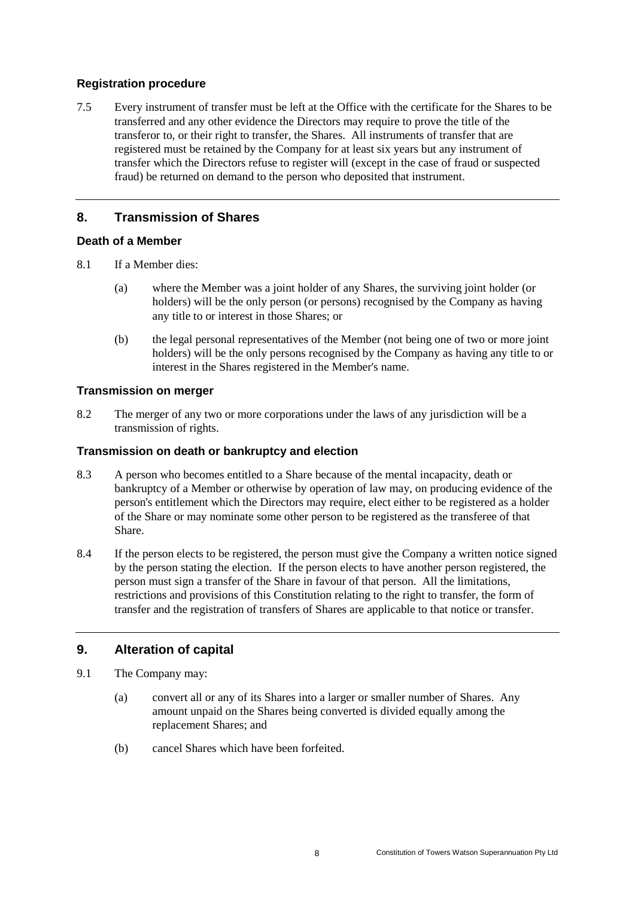### Registration procedure

7.5 Every instrument of transfer must be left at the Office with the certificate for the Shares to be transferred and any other evidence the Directors may require to prove the title of the transferor to, or their right to transfer, the Shares. All instruments of transfer that are registered must be retained by the Company for at least six years but any instrument of transfer which the Directors refuse to register will (except in the case of fraud or suspected fraud) be returned on demand to the person who deposited that instrument.

## 8. Transmission of Shares

### Death of a Member

8.1 If a Member dies:

(a) where the Member was a joint holder of any Shares, the surviving joint holder (or holders) will be the only person (or persons) recognised by the Company as having any title to or interest in those Shares; or

(b) the legal personal representatives of the Member (not being one of two or more joint holders) will be the only persons recognised by the Company as having any title to or interest in the Shares registered in the Member's name.

### Transmission on merger

8.2 The merger of any two or more corporations under the laws of any jurisdiction will be a transmission of rights.

### Transmission on death or bankruptcy and election

8.3 A person who becomes entitled to a Share because of the mental incapacity, death or bankruptcy of a Member or otherwise by operation of law may, on producing evidence of the person's entitlement which the Directors may require, elect either to be registered as a holder of the Share or may nominate some other person to be registered as the transferee of that Share.

8.4 If the person elects to be registered, the person must give the Company a written notice signed by the person stating the election. If the person elects to have another person registered, the person must sign a transfer of the Share in favour of that person. All the limitations, restrictions and provisions of this Constitution relating to the right to transfer, the form of transfer and the registration of transfers of Shares are applicable to that notice or transfer.

## 9. Alteration of capital

9.1 The Company may:

(a) convert all or any of its Shares into a larger or smaller number of Shares. Any amount unpaid on the Shares being converted is divided equally among the replacement Shares; and

(b) cancel Shares which have been forfeited.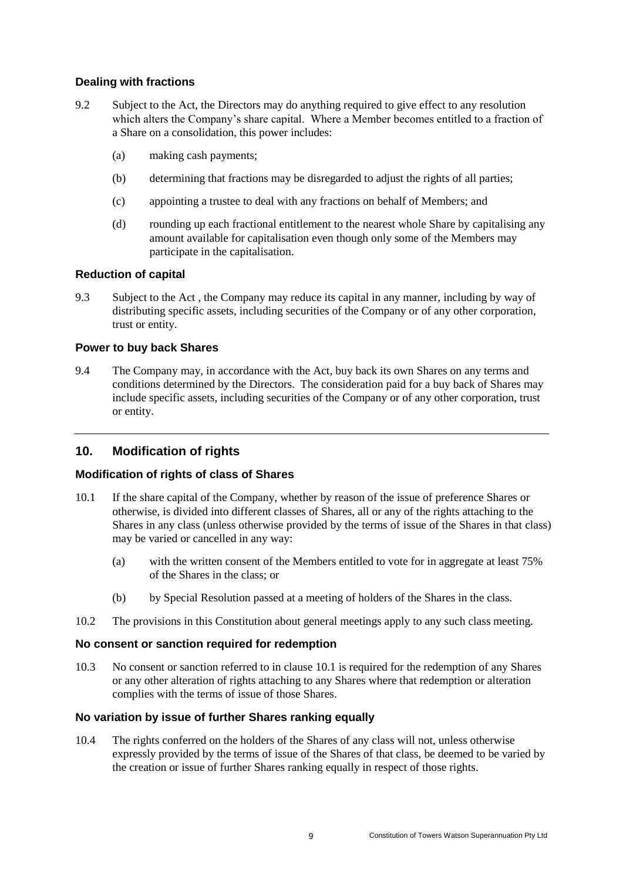### Dealing with fractions

9.2 Subject to the Act, the Directors may do anything required to give effect to any resolution which alters the Company's share capital. Where a Member becomes entitled to a fraction of a Share on a consolidation, this power includes:

(a) making cash payments;

(b) determining that fractions may be disregarded to adjust the rights of all parties;

(c) appointing a trustee to deal with any fractions on behalf of Members; and

(d) rounding up each fractional entitlement to the nearest whole Share by capitalising any amount available for capitalisation even though only some of the Members may participate in the capitalisation.

### Reduction of capital

9.3 Subject to the Act , the Company may reduce its capital in any manner, including by way of distributing specific assets, including securities of the Company or of any other corporation, trust or entity.

### Power to buy back Shares

9.4 The Company may, in accordance with the Act, buy back its own Shares on any terms and conditions determined by the Directors. The consideration paid for a buy back of Shares may include specific assets, including securities of the Company or of any other corporation, trust or entity.

## 10. Modification of rights

### Modification of rights of class of Shares

10.1 If the share capital of the Company, whether by reason of the issue of preference Shares or otherwise, is divided into different classes of Shares, all or any of the rights attaching to the Shares in any class (unless otherwise provided by the terms of issue of the Shares in that class) may be varied or cancelled in any way:

(a) with the written consent of the Members entitled to vote for in aggregate at least 75% of the Shares in the class; or

(b) by Special Resolution passed at a meeting of holders of the Shares in the class.

10.2 The provisions in this Constitution about general meetings apply to any such class meeting.

### No consent or sanction required for redemption

10.3 No consent or sanction referred to in clause 10.1 is required for the redemption of any Shares or any other alteration of rights attaching to any Shares where that redemption or alteration complies with the terms of issue of those Shares.

### No variation by issue of further Shares ranking equally

10.4 The rights conferred on the holders of the Shares of any class will not, unless otherwise expressly provided by the terms of issue of the Shares of that class, be deemed to be varied by the creation or issue of further Shares ranking equally in respect of those rights.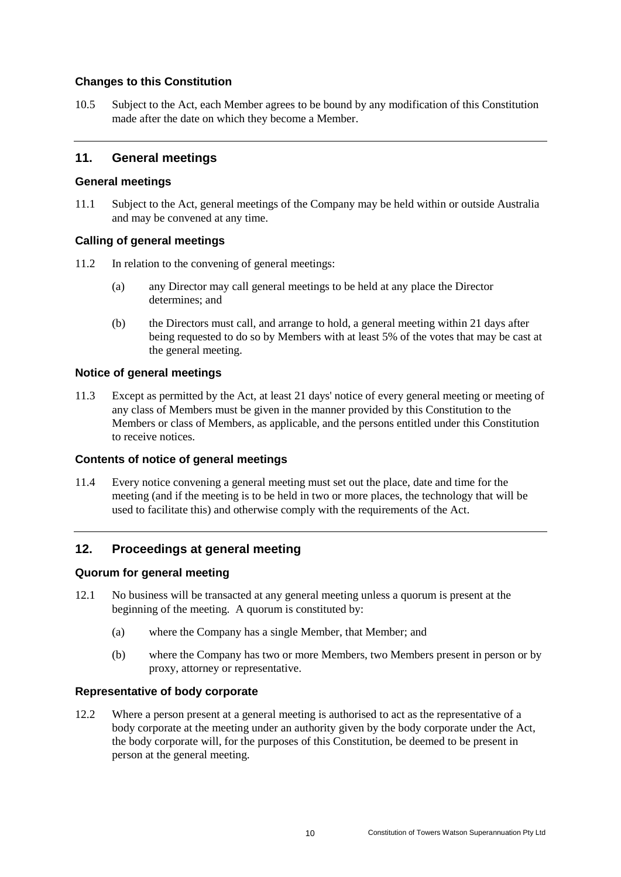### Changes to this Constitution

10.5 Subject to the Act, each Member agrees to be bound by any modification of this Constitution made after the date on which they become a Member.

## 11. General meetings

### General meetings

11.1 Subject to the Act, general meetings of the Company may be held within or outside Australia and may be convened at any time.

### Calling of general meetings

11.2 In relation to the convening of general meetings:

(a) any Director may call general meetings to be held at any place the Director determines; and

(b) the Directors must call, and arrange to hold, a general meeting within 21 days after being requested to do so by Members with at least 5% of the votes that may be cast at the general meeting.

### Notice of general meetings

11.3 Except as permitted by the Act, at least 21 days' notice of every general meeting or meeting of any class of Members must be given in the manner provided by this Constitution to the Members or class of Members, as applicable, and the persons entitled under this Constitution to receive notices.

### Contents of notice of general meetings

11.4 Every notice convening a general meeting must set out the place, date and time for the meeting (and if the meeting is to be held in two or more places, the technology that will be used to facilitate this) and otherwise comply with the requirements of the Act.

## 12. Proceedings at general meeting

### Quorum for general meeting

12.1 No business will be transacted at any general meeting unless a quorum is present at the beginning of the meeting. A quorum is constituted by:

(a) where the Company has a single Member, that Member; and

(b) where the Company has two or more Members, two Members present in person or by proxy, attorney or representative.

### Representative of body corporate

12.2 Where a person present at a general meeting is authorised to act as the representative of a body corporate at the meeting under an authority given by the body corporate under the Act, the body corporate will, for the purposes of this Constitution, be deemed to be present in person at the general meeting.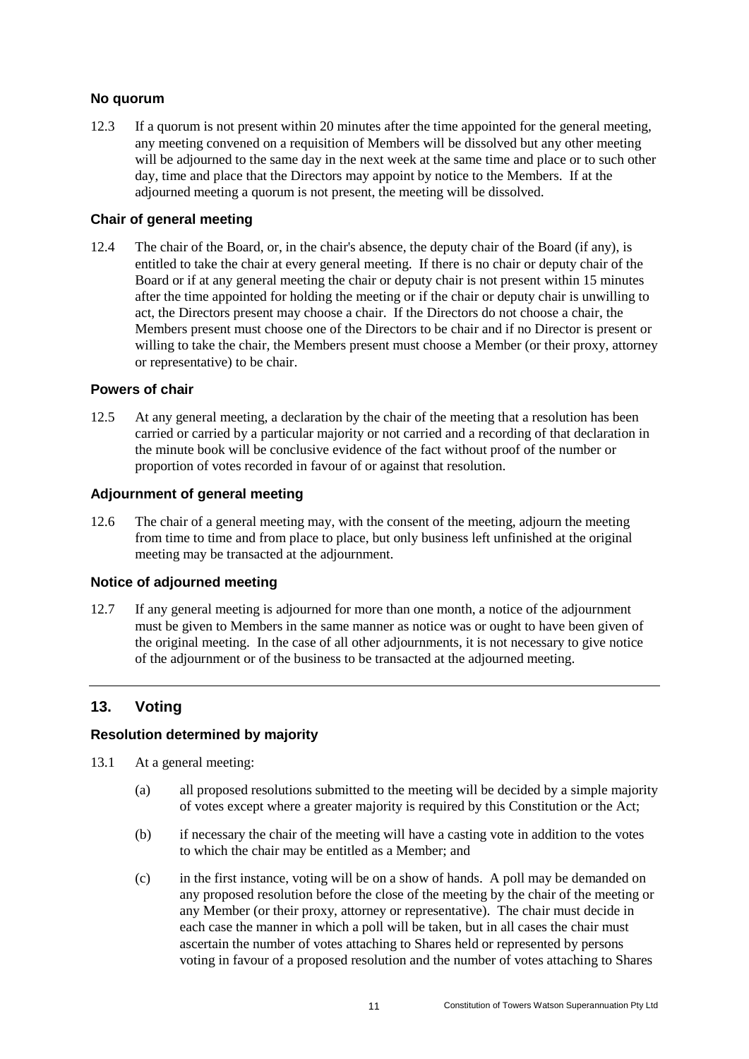### No quorum

12.3 If a quorum is not present within 20 minutes after the time appointed for the general meeting, any meeting convened on a requisition of Members will be dissolved but any other meeting will be adjourned to the same day in the next week at the same time and place or to such other day, time and place that the Directors may appoint by notice to the Members. If at the adjourned meeting a quorum is not present, the meeting will be dissolved.

### Chair of general meeting

12.4 The chair of the Board, or, in the chair's absence, the deputy chair of the Board (if any), is entitled to take the chair at every general meeting. If there is no chair or deputy chair of the Board or if at any general meeting the chair or deputy chair is not present within 15 minutes after the time appointed for holding the meeting or if the chair or deputy chair is unwilling to act, the Directors present may choose a chair. If the Directors do not choose a chair, the Members present must choose one of the Directors to be chair and if no Director is present or willing to take the chair, the Members present must choose a Member (or their proxy, attorney or representative) to be chair.

### Powers of chair

12.5 At any general meeting, a declaration by the chair of the meeting that a resolution has been carried or carried by a particular majority or not carried and a recording of that declaration in the minute book will be conclusive evidence of the fact without proof of the number or proportion of votes recorded in favour of or against that resolution.

### Adjournment of general meeting

12.6 The chair of a general meeting may, with the consent of the meeting, adjourn the meeting from time to time and from place to place, but only business left unfinished at the original meeting may be transacted at the adjournment.

### Notice of adjourned meeting

12.7 If any general meeting is adjourned for more than one month, a notice of the adjournment must be given to Members in the same manner as notice was or ought to have been given of the original meeting. In the case of all other adjournments, it is not necessary to give notice of the adjournment or of the business to be transacted at the adjourned meeting.

## 13. Voting

### Resolution determined by majority

13.1 At a general meeting:

(a) all proposed resolutions submitted to the meeting will be decided by a simple majority of votes except where a greater majority is required by this Constitution or the Act;

(b) if necessary the chair of the meeting will have a casting vote in addition to the votes to which the chair may be entitled as a Member; and

(c) in the first instance, voting will be on a show of hands. A poll may be demanded on any proposed resolution before the close of the meeting by the chair of the meeting or any Member (or their proxy, attorney or representative). The chair must decide in each case the manner in which a poll will be taken, but in all cases the chair must ascertain the number of votes attaching to Shares held or represented by persons voting in favour of a proposed resolution and the number of votes attaching to Shares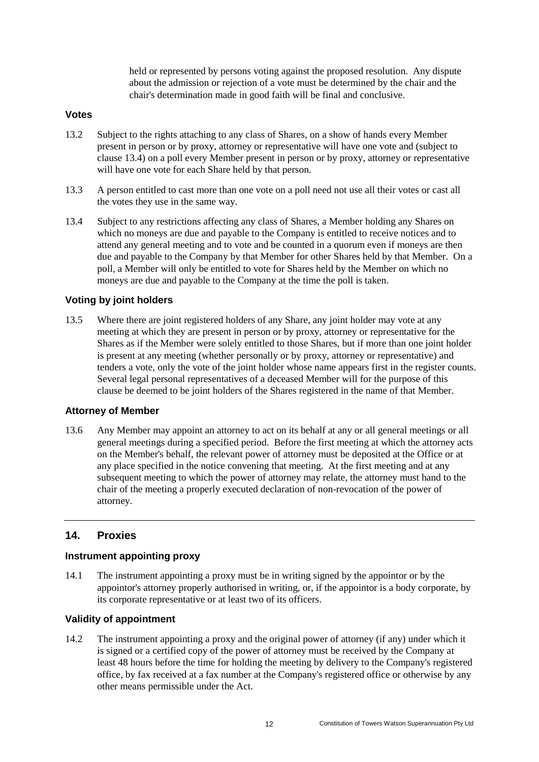held or represented by persons voting against the proposed resolution. Any dispute about the admission or rejection of a vote must be determined by the chair and the chair's determination made in good faith will be final and conclusive.

### Votes

13.2 Subject to the rights attaching to any class of Shares, on a show of hands every Member present in person or by proxy, attorney or representative will have one vote and (subject to clause 13.4) on a poll every Member present in person or by proxy, attorney or representative will have one vote for each Share held by that person.

13.3 A person entitled to cast more than one vote on a poll need not use all their votes or cast all the votes they use in the same way.

13.4 Subject to any restrictions affecting any class of Shares, a Member holding any Shares on which no moneys are due and payable to the Company is entitled to receive notices and to attend any general meeting and to vote and be counted in a quorum even if moneys are then due and payable to the Company by that Member for other Shares held by that Member. On a poll, a Member will only be entitled to vote for Shares held by the Member on which no moneys are due and payable to the Company at the time the poll is taken.

### Voting by joint holders

13.5 Where there are joint registered holders of any Share, any joint holder may vote at any meeting at which they are present in person or by proxy, attorney or representative for the Shares as if the Member were solely entitled to those Shares, but if more than one joint holder is present at any meeting (whether personally or by proxy, attorney or representative) and tenders a vote, only the vote of the joint holder whose name appears first in the register counts. Several legal personal representatives of a deceased Member will for the purpose of this clause be deemed to be joint holders of the Shares registered in the name of that Member.

### Attorney of Member

13.6 Any Member may appoint an attorney to act on its behalf at any or all general meetings or all general meetings during a specified period. Before the first meeting at which the attorney acts on the Member's behalf, the relevant power of attorney must be deposited at the Office or at any place specified in the notice convening that meeting. At the first meeting and at any subsequent meeting to which the power of attorney may relate, the attorney must hand to the chair of the meeting a properly executed declaration of non-revocation of the power of attorney.

## 14. Proxies

### Instrument appointing proxy

14.1 The instrument appointing a proxy must be in writing signed by the appointor or by the appointor's attorney properly authorised in writing, or, if the appointor is a body corporate, by its corporate representative or at least two of its officers.

### Validity of appointment

14.2 The instrument appointing a proxy and the original power of attorney (if any) under which it is signed or a certified copy of the power of attorney must be received by the Company at least 48 hours before the time for holding the meeting by delivery to the Company's registered office, by fax received at a fax number at the Company's registered office or otherwise by any other means permissible under the Act.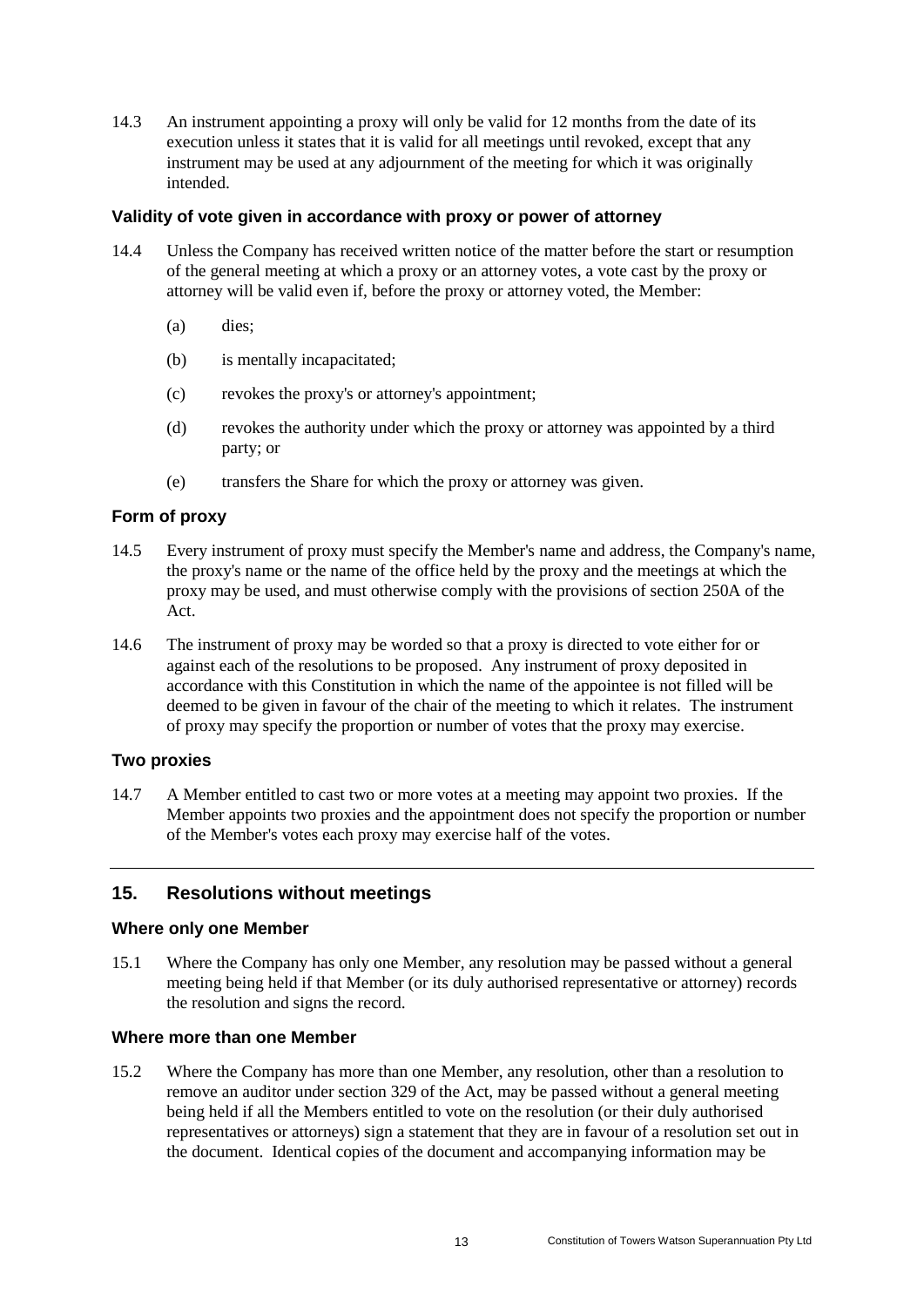14.3 An instrument appointing a proxy will only be valid for 12 months from the date of its execution unless it states that it is valid for all meetings until revoked, except that any instrument may be used at any adjournment of the meeting for which it was originally intended.

### Validity of vote given in accordance with proxy or power of attorney

14.4 Unless the Company has received written notice of the matter before the start or resumption of the general meeting at which a proxy or an attorney votes, a vote cast by the proxy or attorney will be valid even if, before the proxy or attorney voted, the Member:

(a) dies;

(b) is mentally incapacitated;

(c) revokes the proxy's or attorney's appointment;

(d) revokes the authority under which the proxy or attorney was appointed by a third party; or

(e) transfers the Share for which the proxy or attorney was given.

### Form of proxy

14.5 Every instrument of proxy must specify the Member's name and address, the Company's name, the proxy's name or the name of the office held by the proxy and the meetings at which the proxy may be used, and must otherwise comply with the provisions of section 250A of the Act.

14.6 The instrument of proxy may be worded so that a proxy is directed to vote either for or against each of the resolutions to be proposed. Any instrument of proxy deposited in accordance with this Constitution in which the name of the appointee is not filled will be deemed to be given in favour of the chair of the meeting to which it relates. The instrument of proxy may specify the proportion or number of votes that the proxy may exercise.

### Two proxies

14.7 A Member entitled to cast two or more votes at a meeting may appoint two proxies. If the Member appoints two proxies and the appointment does not specify the proportion or number of the Member's votes each proxy may exercise half of the votes.

## 15. Resolutions without meetings

### Where only one Member

15.1 Where the Company has only one Member, any resolution may be passed without a general meeting being held if that Member (or its duly authorised representative or attorney) records the resolution and signs the record.

### Where more than one Member

15.2 Where the Company has more than one Member, any resolution, other than a resolution to remove an auditor under section 329 of the Act, may be passed without a general meeting being held if all the Members entitled to vote on the resolution (or their duly authorised representatives or attorneys) sign a statement that they are in favour of a resolution set out in the document. Identical copies of the document and accompanying information may be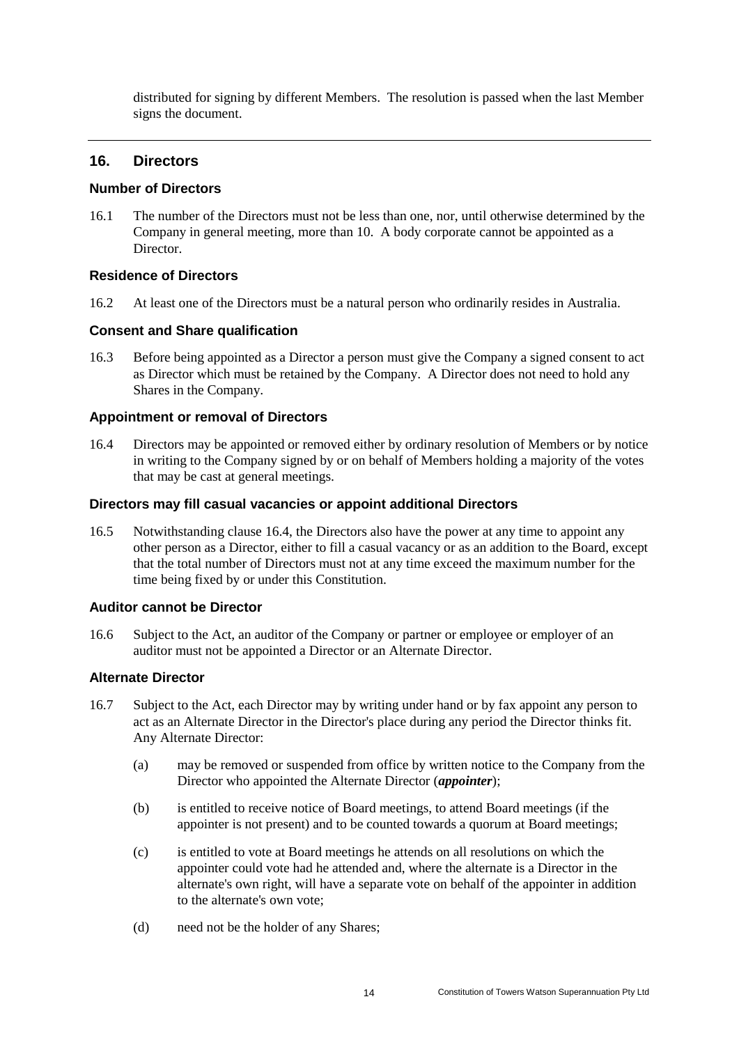distributed for signing by different Members. The resolution is passed when the last Member signs the document.

---

## 16. Directors

### Number of Directors

16.1 The number of the Directors must not be less than one, nor, until otherwise determined by the Company in general meeting, more than 10. A body corporate cannot be appointed as a Director.

### Residence of Directors

16.2 At least one of the Directors must be a natural person who ordinarily resides in Australia.

### Consent and Share qualification

16.3 Before being appointed as a Director a person must give the Company a signed consent to act as Director which must be retained by the Company. A Director does not need to hold any Shares in the Company.

### Appointment or removal of Directors

16.4 Directors may be appointed or removed either by ordinary resolution of Members or by notice in writing to the Company signed by or on behalf of Members holding a majority of the votes that may be cast at general meetings.

### Directors may fill casual vacancies or appoint additional Directors

16.5 Notwithstanding clause 16.4, the Directors also have the power at any time to appoint any other person as a Director, either to fill a casual vacancy or as an addition to the Board, except that the total number of Directors must not at any time exceed the maximum number for the time being fixed by or under this Constitution.

### Auditor cannot be Director

16.6 Subject to the Act, an auditor of the Company or partner or employee or employer of an auditor must not be appointed a Director or an Alternate Director.

### Alternate Director

16.7 Subject to the Act, each Director may by writing under hand or by fax appoint any person to act as an Alternate Director in the Director's place during any period the Director thinks fit. Any Alternate Director:

(a) may be removed or suspended from office by written notice to the Company from the Director who appointed the Alternate Director (***appointer***);

(b) is entitled to receive notice of Board meetings, to attend Board meetings (if the appointer is not present) and to be counted towards a quorum at Board meetings;

(c) is entitled to vote at Board meetings he attends on all resolutions on which the appointer could vote had he attended and, where the alternate is a Director in the alternate's own right, will have a separate vote on behalf of the appointer in addition to the alternate's own vote;

(d) need not be the holder of any Shares;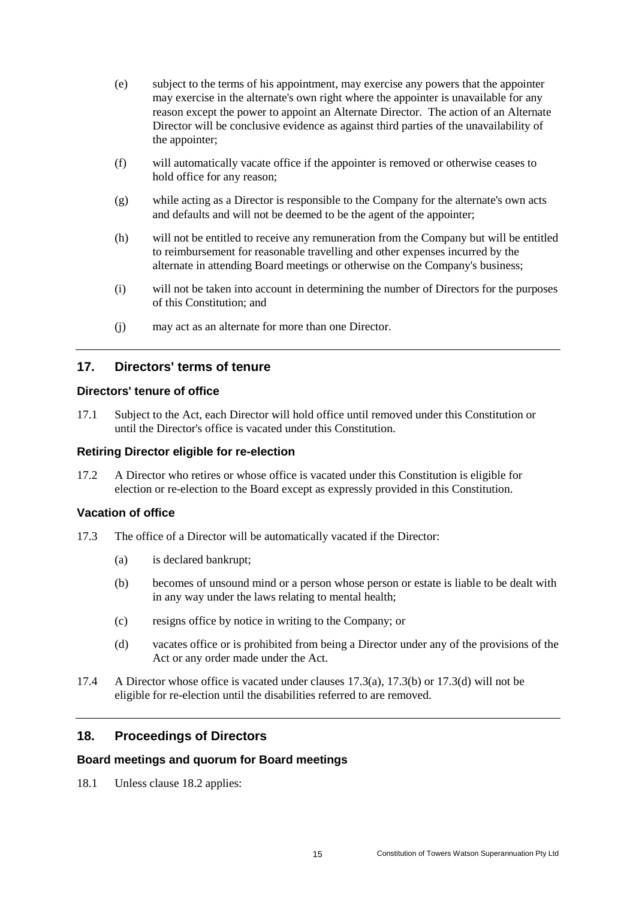(e) subject to the terms of his appointment, may exercise any powers that the appointer may exercise in the alternate's own right where the appointer is unavailable for any reason except the power to appoint an Alternate Director. The action of an Alternate Director will be conclusive evidence as against third parties of the unavailability of the appointer;

(f) will automatically vacate office if the appointer is removed or otherwise ceases to hold office for any reason;

(g) while acting as a Director is responsible to the Company for the alternate's own acts and defaults and will not be deemed to be the agent of the appointer;

(h) will not be entitled to receive any remuneration from the Company but will be entitled to reimbursement for reasonable travelling and other expenses incurred by the alternate in attending Board meetings or otherwise on the Company's business;

(i) will not be taken into account in determining the number of Directors for the purposes of this Constitution; and

(j) may act as an alternate for more than one Director.

## 17. Directors' terms of tenure

### Directors' tenure of office

17.1 Subject to the Act, each Director will hold office until removed under this Constitution or until the Director's office is vacated under this Constitution.

### Retiring Director eligible for re-election

17.2 A Director who retires or whose office is vacated under this Constitution is eligible for election or re-election to the Board except as expressly provided in this Constitution.

### Vacation of office

17.3 The office of a Director will be automatically vacated if the Director:

(a) is declared bankrupt;

(b) becomes of unsound mind or a person whose person or estate is liable to be dealt with in any way under the laws relating to mental health;

(c) resigns office by notice in writing to the Company; or

(d) vacates office or is prohibited from being a Director under any of the provisions of the Act or any order made under the Act.

17.4 A Director whose office is vacated under clauses 17.3(a), 17.3(b) or 17.3(d) will not be eligible for re-election until the disabilities referred to are removed.

## 18. Proceedings of Directors

### Board meetings and quorum for Board meetings

18.1 Unless clause 18.2 applies: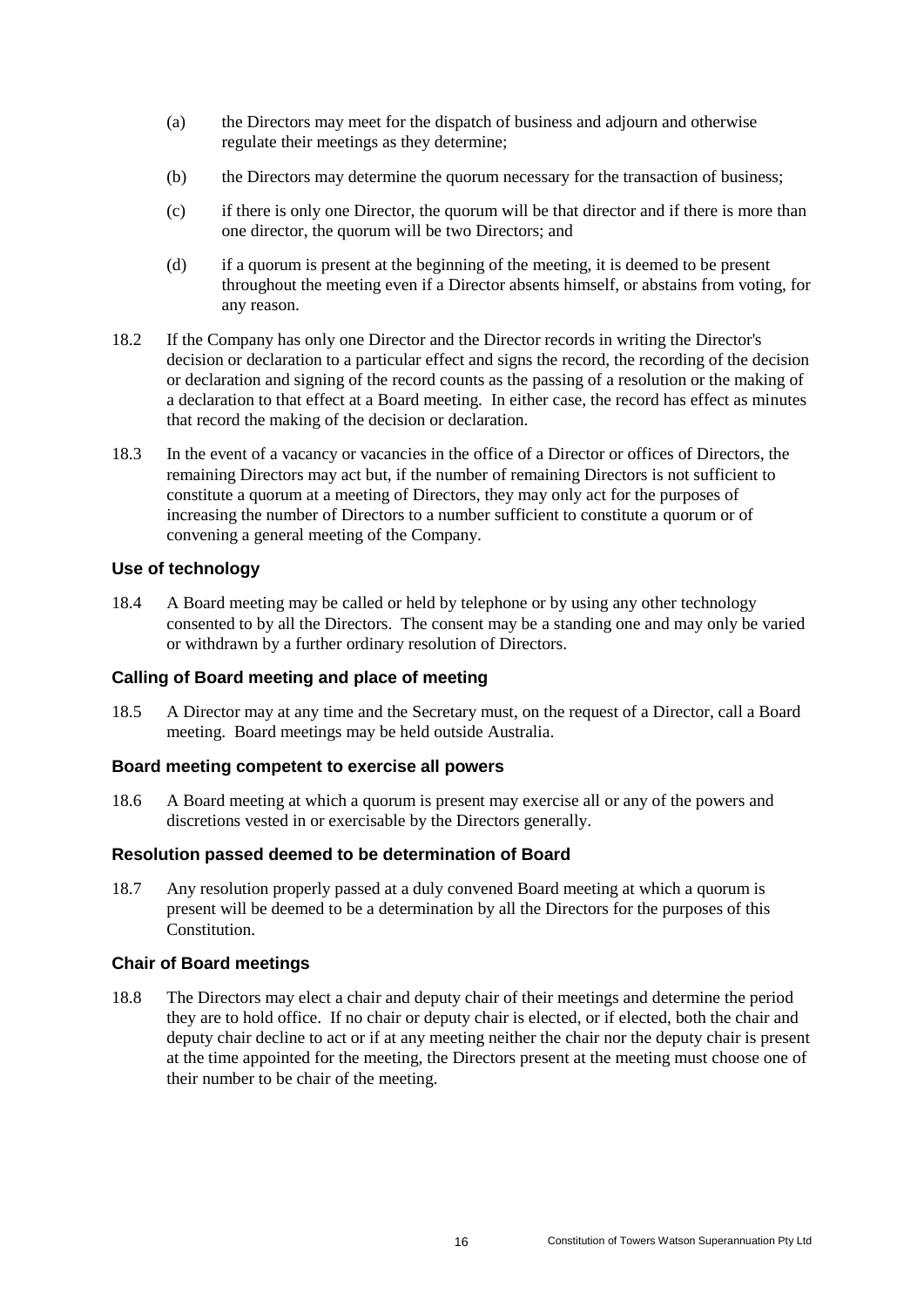(a) the Directors may meet for the dispatch of business and adjourn and otherwise regulate their meetings as they determine;

(b) the Directors may determine the quorum necessary for the transaction of business;

(c) if there is only one Director, the quorum will be that director and if there is more than one director, the quorum will be two Directors; and

(d) if a quorum is present at the beginning of the meeting, it is deemed to be present throughout the meeting even if a Director absents himself, or abstains from voting, for any reason.

18.2 If the Company has only one Director and the Director records in writing the Director's decision or declaration to a particular effect and signs the record, the recording of the decision or declaration and signing of the record counts as the passing of a resolution or the making of a declaration to that effect at a Board meeting. In either case, the record has effect as minutes that record the making of the decision or declaration.

18.3 In the event of a vacancy or vacancies in the office of a Director or offices of Directors, the remaining Directors may act but, if the number of remaining Directors is not sufficient to constitute a quorum at a meeting of Directors, they may only act for the purposes of increasing the number of Directors to a number sufficient to constitute a quorum or of convening a general meeting of the Company.

### Use of technology

18.4 A Board meeting may be called or held by telephone or by using any other technology consented to by all the Directors. The consent may be a standing one and may only be varied or withdrawn by a further ordinary resolution of Directors.

### Calling of Board meeting and place of meeting

18.5 A Director may at any time and the Secretary must, on the request of a Director, call a Board meeting. Board meetings may be held outside Australia.

### Board meeting competent to exercise all powers

18.6 A Board meeting at which a quorum is present may exercise all or any of the powers and discretions vested in or exercisable by the Directors generally.

### Resolution passed deemed to be determination of Board

18.7 Any resolution properly passed at a duly convened Board meeting at which a quorum is present will be deemed to be a determination by all the Directors for the purposes of this Constitution.

### Chair of Board meetings

18.8 The Directors may elect a chair and deputy chair of their meetings and determine the period they are to hold office. If no chair or deputy chair is elected, or if elected, both the chair and deputy chair decline to act or if at any meeting neither the chair nor the deputy chair is present at the time appointed for the meeting, the Directors present at the meeting must choose one of their number to be chair of the meeting.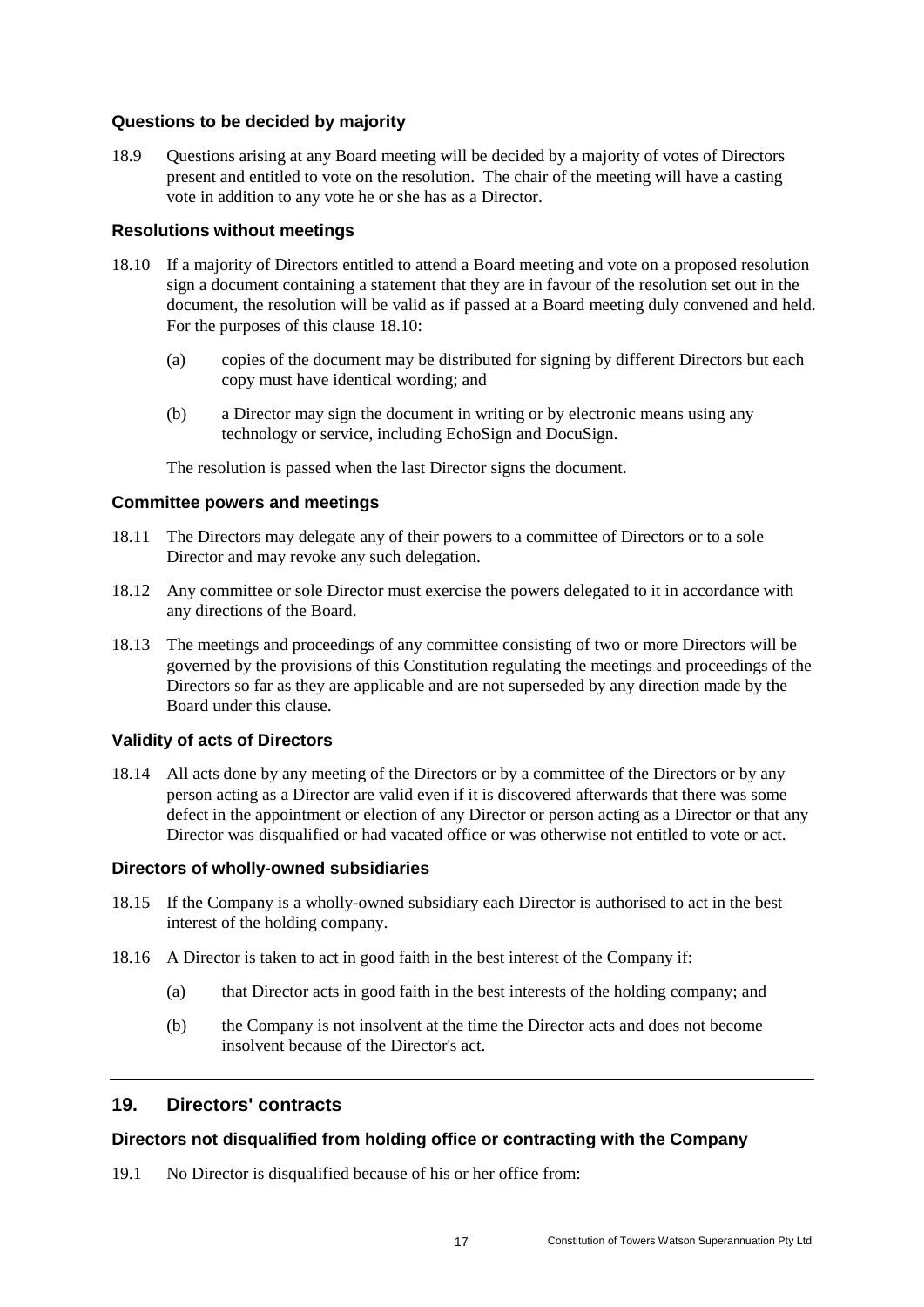### Questions to be decided by majority

18.9 Questions arising at any Board meeting will be decided by a majority of votes of Directors present and entitled to vote on the resolution. The chair of the meeting will have a casting vote in addition to any vote he or she has as a Director.

### Resolutions without meetings

18.10 If a majority of Directors entitled to attend a Board meeting and vote on a proposed resolution sign a document containing a statement that they are in favour of the resolution set out in the document, the resolution will be valid as if passed at a Board meeting duly convened and held. For the purposes of this clause 18.10:

(a) copies of the document may be distributed for signing by different Directors but each copy must have identical wording; and

(b) a Director may sign the document in writing or by electronic means using any technology or service, including EchoSign and DocuSign.

The resolution is passed when the last Director signs the document.

### Committee powers and meetings

18.11 The Directors may delegate any of their powers to a committee of Directors or to a sole Director and may revoke any such delegation.

18.12 Any committee or sole Director must exercise the powers delegated to it in accordance with any directions of the Board.

18.13 The meetings and proceedings of any committee consisting of two or more Directors will be governed by the provisions of this Constitution regulating the meetings and proceedings of the Directors so far as they are applicable and are not superseded by any direction made by the Board under this clause.

### Validity of acts of Directors

18.14 All acts done by any meeting of the Directors or by a committee of the Directors or by any person acting as a Director are valid even if it is discovered afterwards that there was some defect in the appointment or election of any Director or person acting as a Director or that any Director was disqualified or had vacated office or was otherwise not entitled to vote or act.

### Directors of wholly-owned subsidiaries

18.15 If the Company is a wholly-owned subsidiary each Director is authorised to act in the best interest of the holding company.

18.16 A Director is taken to act in good faith in the best interest of the Company if:

(a) that Director acts in good faith in the best interests of the holding company; and

(b) the Company is not insolvent at the time the Director acts and does not become insolvent because of the Director's act.

## 19. Directors' contracts

### Directors not disqualified from holding office or contracting with the Company

19.1 No Director is disqualified because of his or her office from: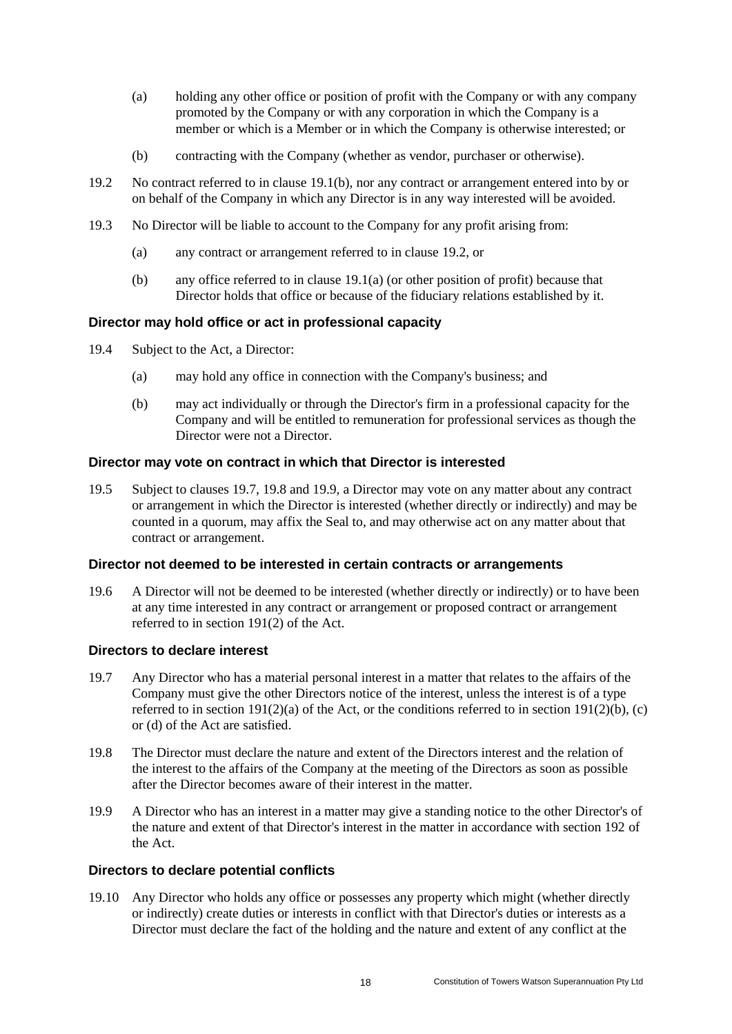(a) holding any other office or position of profit with the Company or with any company promoted by the Company or with any corporation in which the Company is a member or which is a Member or in which the Company is otherwise interested; or

(b) contracting with the Company (whether as vendor, purchaser or otherwise).

19.2 No contract referred to in clause 19.1(b), nor any contract or arrangement entered into by or on behalf of the Company in which any Director is in any way interested will be avoided.

19.3 No Director will be liable to account to the Company for any profit arising from:

(a) any contract or arrangement referred to in clause 19.2, or

(b) any office referred to in clause 19.1(a) (or other position of profit) because that Director holds that office or because of the fiduciary relations established by it.

### Director may hold office or act in professional capacity

19.4 Subject to the Act, a Director:

(a) may hold any office in connection with the Company's business; and

(b) may act individually or through the Director's firm in a professional capacity for the Company and will be entitled to remuneration for professional services as though the Director were not a Director.

### Director may vote on contract in which that Director is interested

19.5 Subject to clauses 19.7, 19.8 and 19.9, a Director may vote on any matter about any contract or arrangement in which the Director is interested (whether directly or indirectly) and may be counted in a quorum, may affix the Seal to, and may otherwise act on any matter about that contract or arrangement.

### Director not deemed to be interested in certain contracts or arrangements

19.6 A Director will not be deemed to be interested (whether directly or indirectly) or to have been at any time interested in any contract or arrangement or proposed contract or arrangement referred to in section 191(2) of the Act.

### Directors to declare interest

19.7 Any Director who has a material personal interest in a matter that relates to the affairs of the Company must give the other Directors notice of the interest, unless the interest is of a type referred to in section 191(2)(a) of the Act, or the conditions referred to in section 191(2)(b), (c) or (d) of the Act are satisfied.

19.8 The Director must declare the nature and extent of the Directors interest and the relation of the interest to the affairs of the Company at the meeting of the Directors as soon as possible after the Director becomes aware of their interest in the matter.

19.9 A Director who has an interest in a matter may give a standing notice to the other Director's of the nature and extent of that Director's interest in the matter in accordance with section 192 of the Act.

### Directors to declare potential conflicts

19.10 Any Director who holds any office or possesses any property which might (whether directly or indirectly) create duties or interests in conflict with that Director's duties or interests as a Director must declare the fact of the holding and the nature and extent of any conflict at the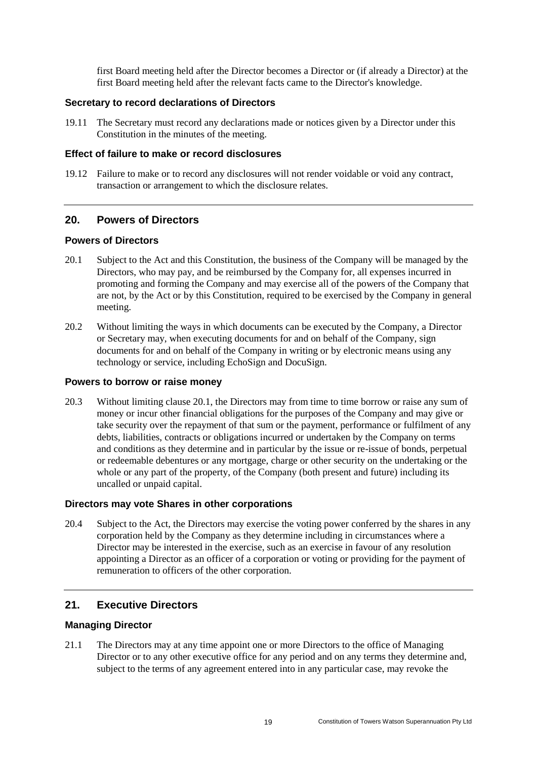first Board meeting held after the Director becomes a Director or (if already a Director) at the first Board meeting held after the relevant facts came to the Director's knowledge.

### Secretary to record declarations of Directors

19.11 The Secretary must record any declarations made or notices given by a Director under this Constitution in the minutes of the meeting.

### Effect of failure to make or record disclosures

19.12 Failure to make or to record any disclosures will not render voidable or void any contract, transaction or arrangement to which the disclosure relates.

## 20. Powers of Directors

### Powers of Directors

20.1 Subject to the Act and this Constitution, the business of the Company will be managed by the Directors, who may pay, and be reimbursed by the Company for, all expenses incurred in promoting and forming the Company and may exercise all of the powers of the Company that are not, by the Act or by this Constitution, required to be exercised by the Company in general meeting.

20.2 Without limiting the ways in which documents can be executed by the Company, a Director or Secretary may, when executing documents for and on behalf of the Company, sign documents for and on behalf of the Company in writing or by electronic means using any technology or service, including EchoSign and DocuSign.

### Powers to borrow or raise money

20.3 Without limiting clause 20.1, the Directors may from time to time borrow or raise any sum of money or incur other financial obligations for the purposes of the Company and may give or take security over the repayment of that sum or the payment, performance or fulfilment of any debts, liabilities, contracts or obligations incurred or undertaken by the Company on terms and conditions as they determine and in particular by the issue or re-issue of bonds, perpetual or redeemable debentures or any mortgage, charge or other security on the undertaking or the whole or any part of the property, of the Company (both present and future) including its uncalled or unpaid capital.

### Directors may vote Shares in other corporations

20.4 Subject to the Act, the Directors may exercise the voting power conferred by the shares in any corporation held by the Company as they determine including in circumstances where a Director may be interested in the exercise, such as an exercise in favour of any resolution appointing a Director as an officer of a corporation or voting or providing for the payment of remuneration to officers of the other corporation.

## 21. Executive Directors

### Managing Director

21.1 The Directors may at any time appoint one or more Directors to the office of Managing Director or to any other executive office for any period and on any terms they determine and, subject to the terms of any agreement entered into in any particular case, may revoke the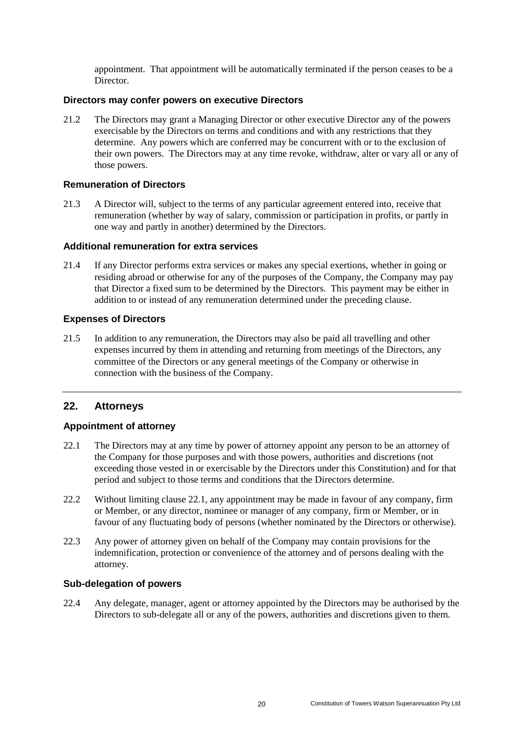appointment. That appointment will be automatically terminated if the person ceases to be a Director.

### Directors may confer powers on executive Directors

21.2 The Directors may grant a Managing Director or other executive Director any of the powers exercisable by the Directors on terms and conditions and with any restrictions that they determine. Any powers which are conferred may be concurrent with or to the exclusion of their own powers. The Directors may at any time revoke, withdraw, alter or vary all or any of those powers.

### Remuneration of Directors

21.3 A Director will, subject to the terms of any particular agreement entered into, receive that remuneration (whether by way of salary, commission or participation in profits, or partly in one way and partly in another) determined by the Directors.

### Additional remuneration for extra services

21.4 If any Director performs extra services or makes any special exertions, whether in going or residing abroad or otherwise for any of the purposes of the Company, the Company may pay that Director a fixed sum to be determined by the Directors. This payment may be either in addition to or instead of any remuneration determined under the preceding clause.

### Expenses of Directors

21.5 In addition to any remuneration, the Directors may also be paid all travelling and other expenses incurred by them in attending and returning from meetings of the Directors, any committee of the Directors or any general meetings of the Company or otherwise in connection with the business of the Company.

## 22. Attorneys

### Appointment of attorney

22.1 The Directors may at any time by power of attorney appoint any person to be an attorney of the Company for those purposes and with those powers, authorities and discretions (not exceeding those vested in or exercisable by the Directors under this Constitution) and for that period and subject to those terms and conditions that the Directors determine.

22.2 Without limiting clause 22.1, any appointment may be made in favour of any company, firm or Member, or any director, nominee or manager of any company, firm or Member, or in favour of any fluctuating body of persons (whether nominated by the Directors or otherwise).

22.3 Any power of attorney given on behalf of the Company may contain provisions for the indemnification, protection or convenience of the attorney and of persons dealing with the attorney.

### Sub-delegation of powers

22.4 Any delegate, manager, agent or attorney appointed by the Directors may be authorised by the Directors to sub-delegate all or any of the powers, authorities and discretions given to them.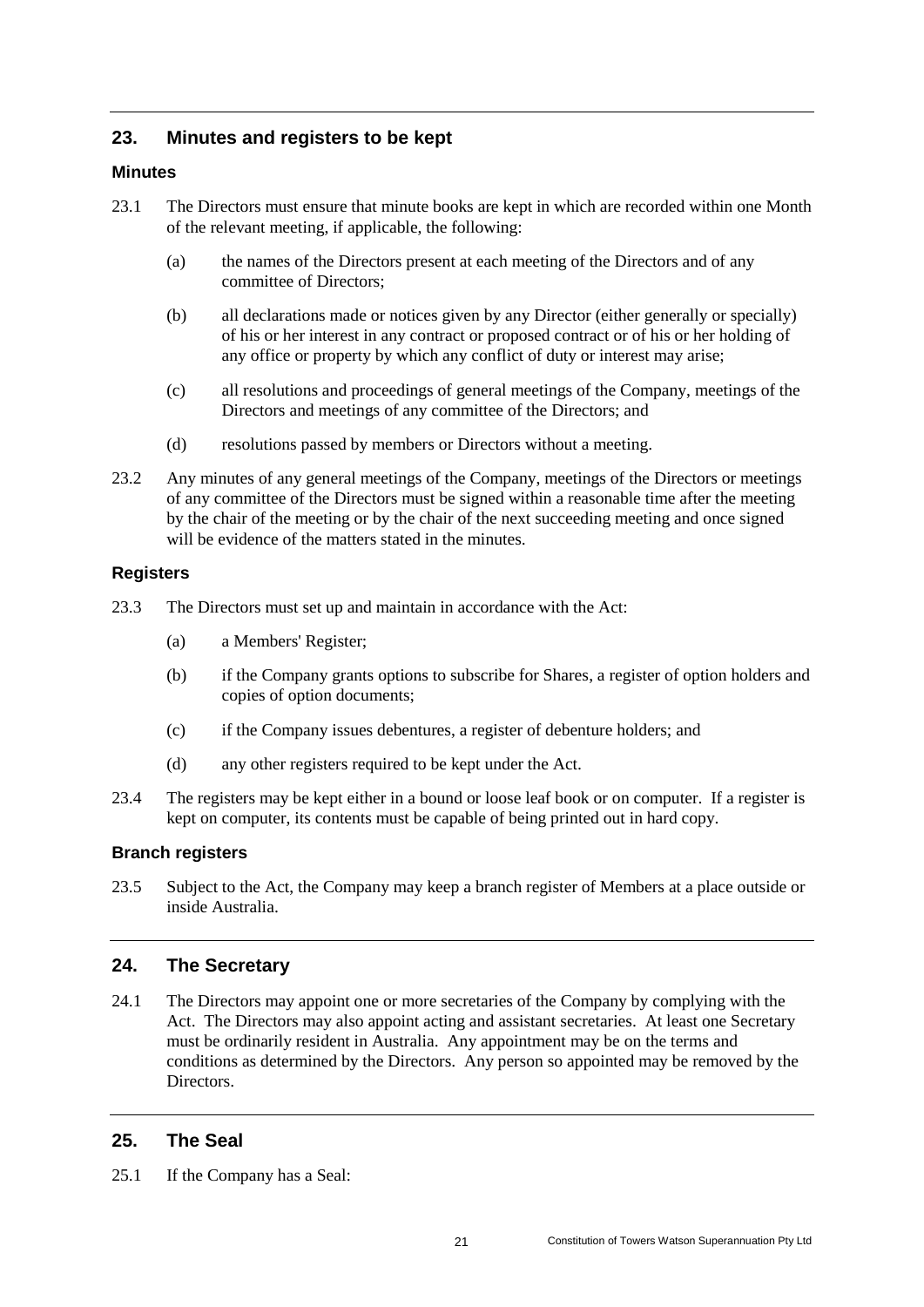## 23. Minutes and registers to be kept

### Minutes

23.1 The Directors must ensure that minute books are kept in which are recorded within one Month of the relevant meeting, if applicable, the following:

(a) the names of the Directors present at each meeting of the Directors and of any committee of Directors;

(b) all declarations made or notices given by any Director (either generally or specially) of his or her interest in any contract or proposed contract or of his or her holding of any office or property by which any conflict of duty or interest may arise;

(c) all resolutions and proceedings of general meetings of the Company, meetings of the Directors and meetings of any committee of the Directors; and

(d) resolutions passed by members or Directors without a meeting.

23.2 Any minutes of any general meetings of the Company, meetings of the Directors or meetings of any committee of the Directors must be signed within a reasonable time after the meeting by the chair of the meeting or by the chair of the next succeeding meeting and once signed will be evidence of the matters stated in the minutes.

### Registers

23.3 The Directors must set up and maintain in accordance with the Act:

(a) a Members' Register;

(b) if the Company grants options to subscribe for Shares, a register of option holders and copies of option documents;

(c) if the Company issues debentures, a register of debenture holders; and

(d) any other registers required to be kept under the Act.

23.4 The registers may be kept either in a bound or loose leaf book or on computer. If a register is kept on computer, its contents must be capable of being printed out in hard copy.

### Branch registers

23.5 Subject to the Act, the Company may keep a branch register of Members at a place outside or inside Australia.

## 24. The Secretary

24.1 The Directors may appoint one or more secretaries of the Company by complying with the Act. The Directors may also appoint acting and assistant secretaries. At least one Secretary must be ordinarily resident in Australia. Any appointment may be on the terms and conditions as determined by the Directors. Any person so appointed may be removed by the Directors.

## 25. The Seal

25.1 If the Company has a Seal: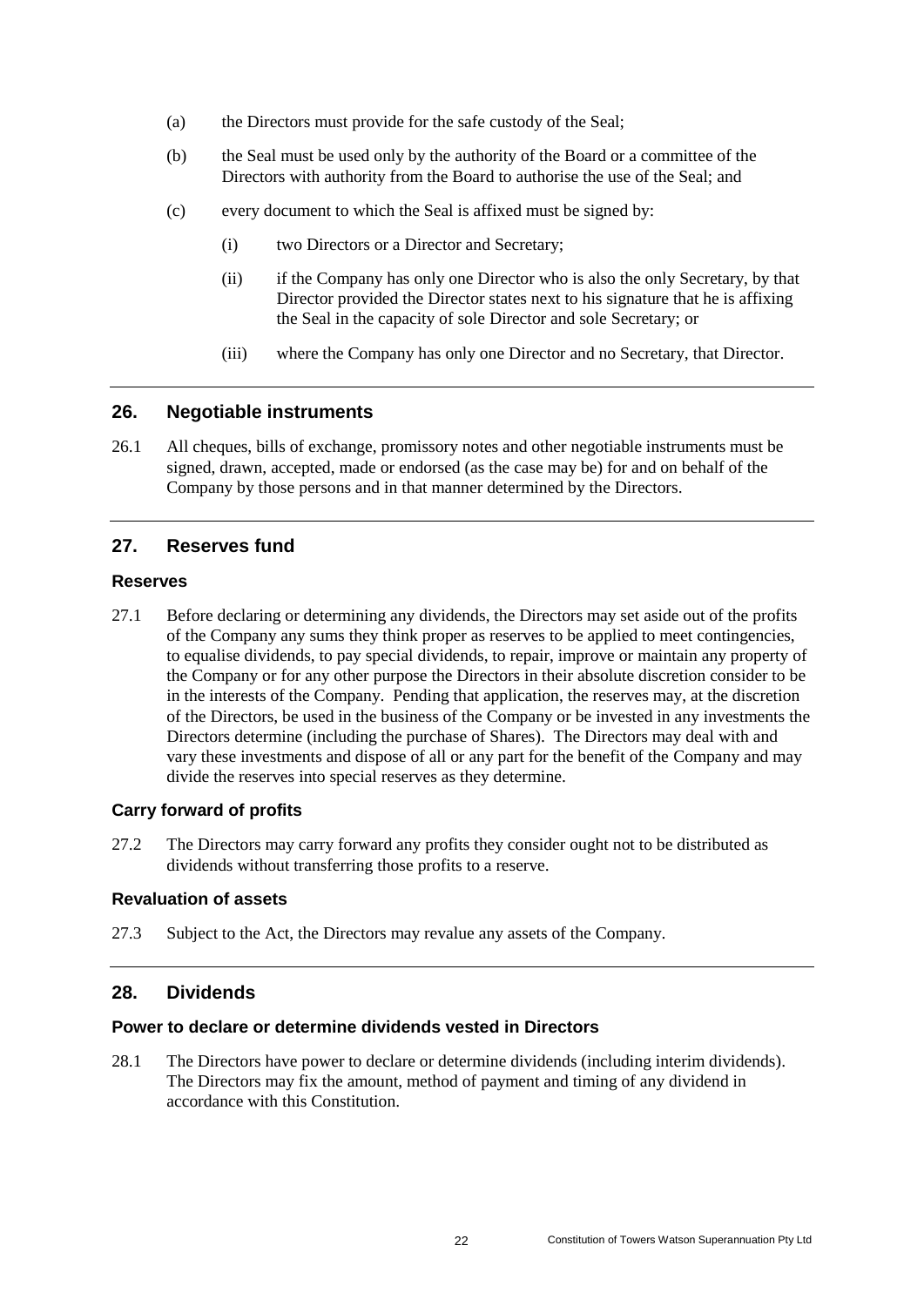(a) the Directors must provide for the safe custody of the Seal;

(b) the Seal must be used only by the authority of the Board or a committee of the Directors with authority from the Board to authorise the use of the Seal; and

(c) every document to which the Seal is affixed must be signed by:

   (i) two Directors or a Director and Secretary;

   (ii) if the Company has only one Director who is also the only Secretary, by that Director provided the Director states next to his signature that he is affixing the Seal in the capacity of sole Director and sole Secretary; or

   (iii) where the Company has only one Director and no Secretary, that Director.

## 26. Negotiable instruments

26.1 All cheques, bills of exchange, promissory notes and other negotiable instruments must be signed, drawn, accepted, made or endorsed (as the case may be) for and on behalf of the Company by those persons and in that manner determined by the Directors.

## 27. Reserves fund

### Reserves

27.1 Before declaring or determining any dividends, the Directors may set aside out of the profits of the Company any sums they think proper as reserves to be applied to meet contingencies, to equalise dividends, to pay special dividends, to repair, improve or maintain any property of the Company or for any other purpose the Directors in their absolute discretion consider to be in the interests of the Company. Pending that application, the reserves may, at the discretion of the Directors, be used in the business of the Company or be invested in any investments the Directors determine (including the purchase of Shares). The Directors may deal with and vary these investments and dispose of all or any part for the benefit of the Company and may divide the reserves into special reserves as they determine.

### Carry forward of profits

27.2 The Directors may carry forward any profits they consider ought not to be distributed as dividends without transferring those profits to a reserve.

### Revaluation of assets

27.3 Subject to the Act, the Directors may revalue any assets of the Company.

## 28. Dividends

### Power to declare or determine dividends vested in Directors

28.1 The Directors have power to declare or determine dividends (including interim dividends). The Directors may fix the amount, method of payment and timing of any dividend in accordance with this Constitution.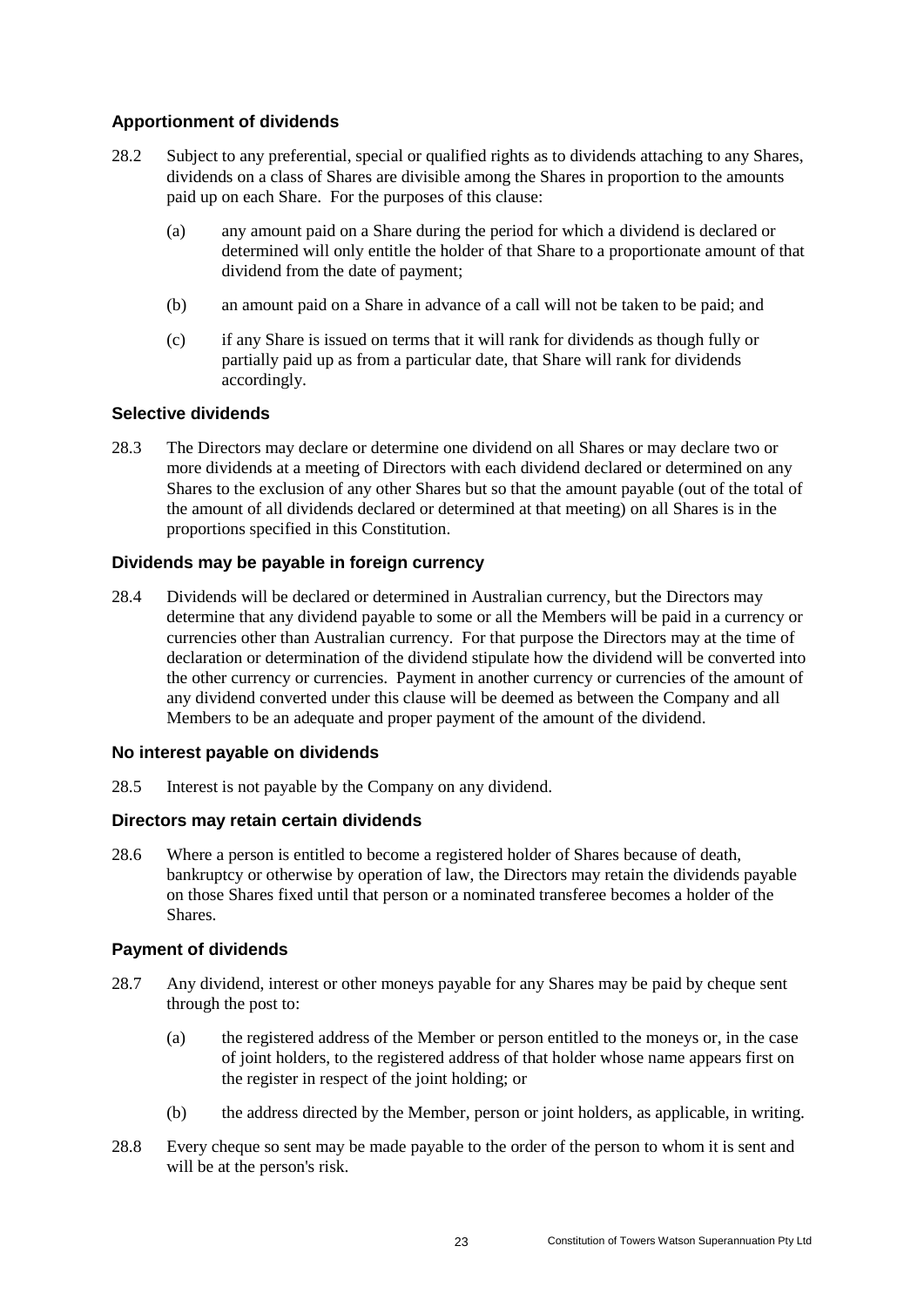### Apportionment of dividends

28.2 Subject to any preferential, special or qualified rights as to dividends attaching to any Shares, dividends on a class of Shares are divisible among the Shares in proportion to the amounts paid up on each Share. For the purposes of this clause:

(a) any amount paid on a Share during the period for which a dividend is declared or determined will only entitle the holder of that Share to a proportionate amount of that dividend from the date of payment;

(b) an amount paid on a Share in advance of a call will not be taken to be paid; and

(c) if any Share is issued on terms that it will rank for dividends as though fully or partially paid up as from a particular date, that Share will rank for dividends accordingly.

### Selective dividends

28.3 The Directors may declare or determine one dividend on all Shares or may declare two or more dividends at a meeting of Directors with each dividend declared or determined on any Shares to the exclusion of any other Shares but so that the amount payable (out of the total of the amount of all dividends declared or determined at that meeting) on all Shares is in the proportions specified in this Constitution.

### Dividends may be payable in foreign currency

28.4 Dividends will be declared or determined in Australian currency, but the Directors may determine that any dividend payable to some or all the Members will be paid in a currency or currencies other than Australian currency. For that purpose the Directors may at the time of declaration or determination of the dividend stipulate how the dividend will be converted into the other currency or currencies. Payment in another currency or currencies of the amount of any dividend converted under this clause will be deemed as between the Company and all Members to be an adequate and proper payment of the amount of the dividend.

### No interest payable on dividends

28.5 Interest is not payable by the Company on any dividend.

### Directors may retain certain dividends

28.6 Where a person is entitled to become a registered holder of Shares because of death, bankruptcy or otherwise by operation of law, the Directors may retain the dividends payable on those Shares fixed until that person or a nominated transferee becomes a holder of the Shares.

### Payment of dividends

28.7 Any dividend, interest or other moneys payable for any Shares may be paid by cheque sent through the post to:

(a) the registered address of the Member or person entitled to the moneys or, in the case of joint holders, to the registered address of that holder whose name appears first on the register in respect of the joint holding; or

(b) the address directed by the Member, person or joint holders, as applicable, in writing.

28.8 Every cheque so sent may be made payable to the order of the person to whom it is sent and will be at the person's risk.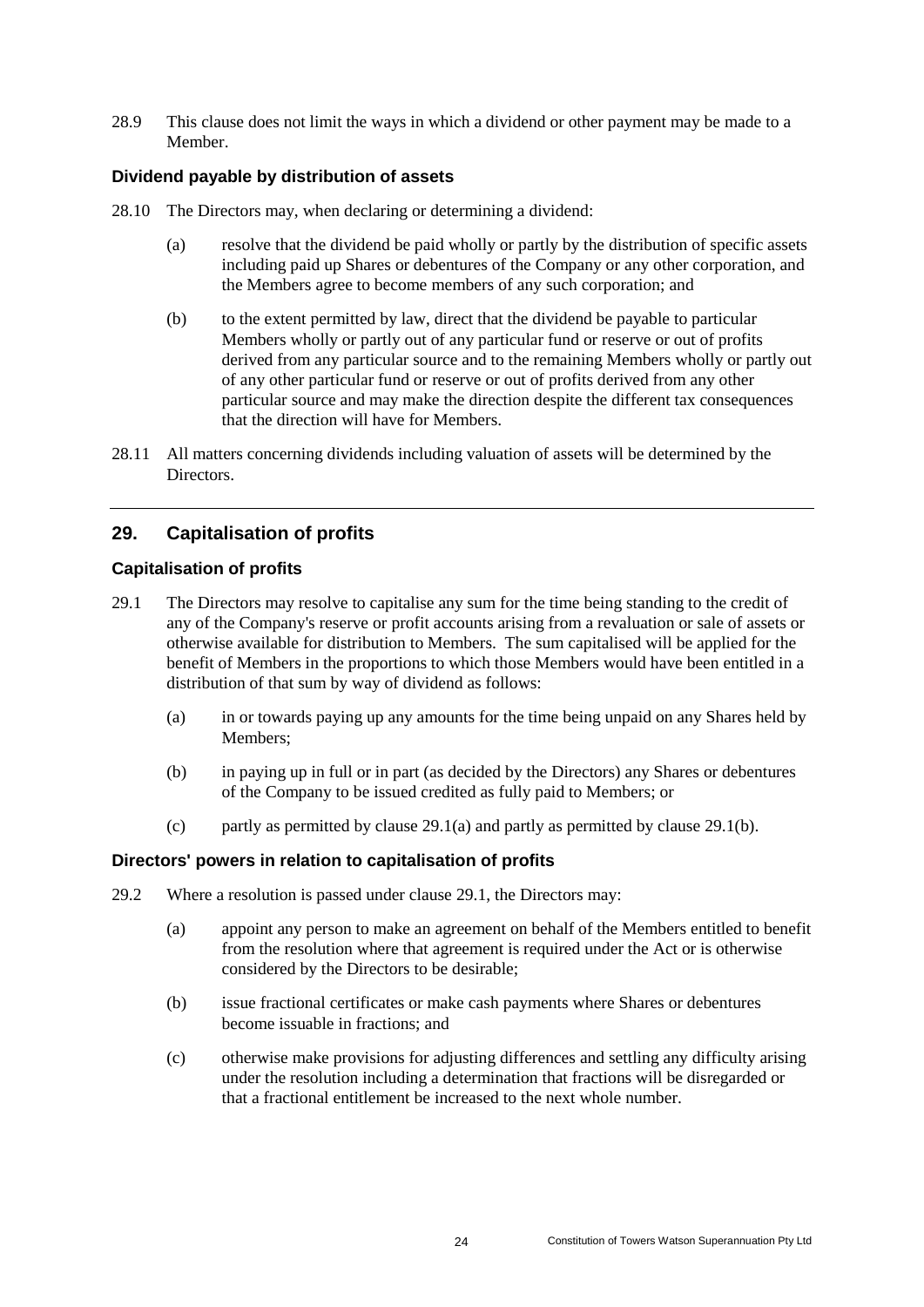28.9 This clause does not limit the ways in which a dividend or other payment may be made to a Member.

### Dividend payable by distribution of assets

28.10 The Directors may, when declaring or determining a dividend:

(a) resolve that the dividend be paid wholly or partly by the distribution of specific assets including paid up Shares or debentures of the Company or any other corporation, and the Members agree to become members of any such corporation; and

(b) to the extent permitted by law, direct that the dividend be payable to particular Members wholly or partly out of any particular fund or reserve or out of profits derived from any particular source and to the remaining Members wholly or partly out of any other particular fund or reserve or out of profits derived from any other particular source and may make the direction despite the different tax consequences that the direction will have for Members.

28.11 All matters concerning dividends including valuation of assets will be determined by the Directors.

## 29. Capitalisation of profits

### Capitalisation of profits

29.1 The Directors may resolve to capitalise any sum for the time being standing to the credit of any of the Company's reserve or profit accounts arising from a revaluation or sale of assets or otherwise available for distribution to Members. The sum capitalised will be applied for the benefit of Members in the proportions to which those Members would have been entitled in a distribution of that sum by way of dividend as follows:

(a) in or towards paying up any amounts for the time being unpaid on any Shares held by Members;

(b) in paying up in full or in part (as decided by the Directors) any Shares or debentures of the Company to be issued credited as fully paid to Members; or

(c) partly as permitted by clause 29.1(a) and partly as permitted by clause 29.1(b).

### Directors' powers in relation to capitalisation of profits

29.2 Where a resolution is passed under clause 29.1, the Directors may:

(a) appoint any person to make an agreement on behalf of the Members entitled to benefit from the resolution where that agreement is required under the Act or is otherwise considered by the Directors to be desirable;

(b) issue fractional certificates or make cash payments where Shares or debentures become issuable in fractions; and

(c) otherwise make provisions for adjusting differences and settling any difficulty arising under the resolution including a determination that fractions will be disregarded or that a fractional entitlement be increased to the next whole number.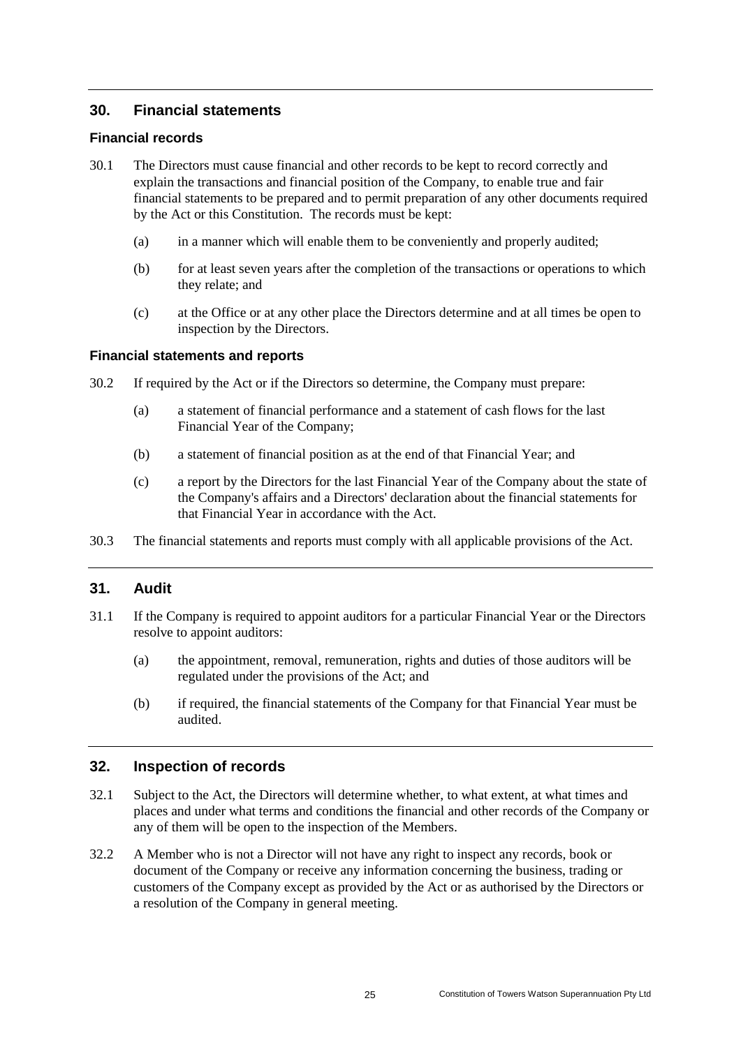## 30. Financial statements

### Financial records

30.1 The Directors must cause financial and other records to be kept to record correctly and explain the transactions and financial position of the Company, to enable true and fair financial statements to be prepared and to permit preparation of any other documents required by the Act or this Constitution. The records must be kept:

(a) in a manner which will enable them to be conveniently and properly audited;

(b) for at least seven years after the completion of the transactions or operations to which they relate; and

(c) at the Office or at any other place the Directors determine and at all times be open to inspection by the Directors.

### Financial statements and reports

30.2 If required by the Act or if the Directors so determine, the Company must prepare:

(a) a statement of financial performance and a statement of cash flows for the last Financial Year of the Company;

(b) a statement of financial position as at the end of that Financial Year; and

(c) a report by the Directors for the last Financial Year of the Company about the state of the Company's affairs and a Directors' declaration about the financial statements for that Financial Year in accordance with the Act.

30.3 The financial statements and reports must comply with all applicable provisions of the Act.

## 31. Audit

31.1 If the Company is required to appoint auditors for a particular Financial Year or the Directors resolve to appoint auditors:

(a) the appointment, removal, remuneration, rights and duties of those auditors will be regulated under the provisions of the Act; and

(b) if required, the financial statements of the Company for that Financial Year must be audited.

## 32. Inspection of records

32.1 Subject to the Act, the Directors will determine whether, to what extent, at what times and places and under what terms and conditions the financial and other records of the Company or any of them will be open to the inspection of the Members.

32.2 A Member who is not a Director will not have any right to inspect any records, book or document of the Company or receive any information concerning the business, trading or customers of the Company except as provided by the Act or as authorised by the Directors or a resolution of the Company in general meeting.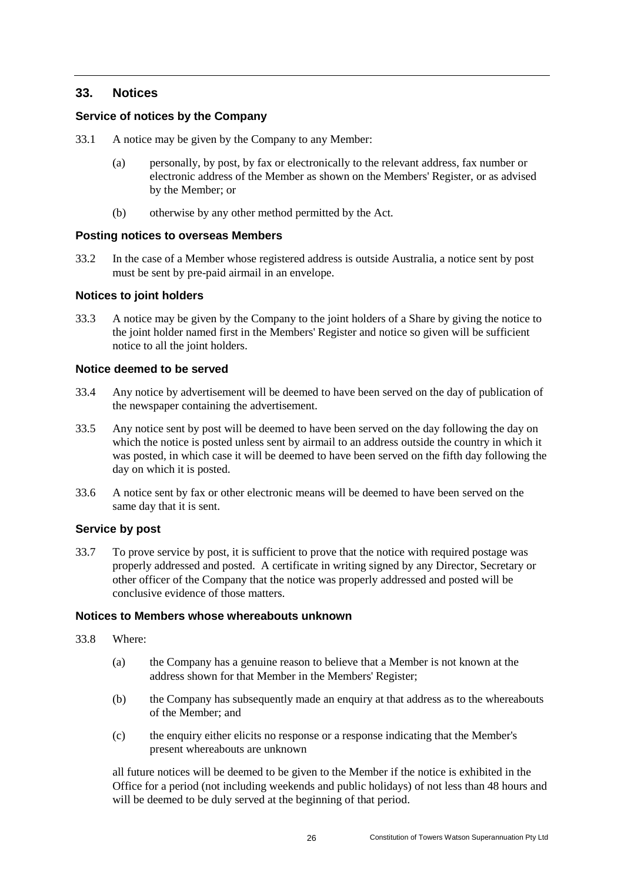## 33. Notices

### Service of notices by the Company

33.1 A notice may be given by the Company to any Member:

(a) personally, by post, by fax or electronically to the relevant address, fax number or electronic address of the Member as shown on the Members' Register, or as advised by the Member; or

(b) otherwise by any other method permitted by the Act.

### Posting notices to overseas Members

33.2 In the case of a Member whose registered address is outside Australia, a notice sent by post must be sent by pre-paid airmail in an envelope.

### Notices to joint holders

33.3 A notice may be given by the Company to the joint holders of a Share by giving the notice to the joint holder named first in the Members' Register and notice so given will be sufficient notice to all the joint holders.

### Notice deemed to be served

33.4 Any notice by advertisement will be deemed to have been served on the day of publication of the newspaper containing the advertisement.

33.5 Any notice sent by post will be deemed to have been served on the day following the day on which the notice is posted unless sent by airmail to an address outside the country in which it was posted, in which case it will be deemed to have been served on the fifth day following the day on which it is posted.

33.6 A notice sent by fax or other electronic means will be deemed to have been served on the same day that it is sent.

### Service by post

33.7 To prove service by post, it is sufficient to prove that the notice with required postage was properly addressed and posted. A certificate in writing signed by any Director, Secretary or other officer of the Company that the notice was properly addressed and posted will be conclusive evidence of those matters.

### Notices to Members whose whereabouts unknown

33.8 Where:

(a) the Company has a genuine reason to believe that a Member is not known at the address shown for that Member in the Members' Register;

(b) the Company has subsequently made an enquiry at that address as to the whereabouts of the Member; and

(c) the enquiry either elicits no response or a response indicating that the Member's present whereabouts are unknown

all future notices will be deemed to be given to the Member if the notice is exhibited in the Office for a period (not including weekends and public holidays) of not less than 48 hours and will be deemed to be duly served at the beginning of that period.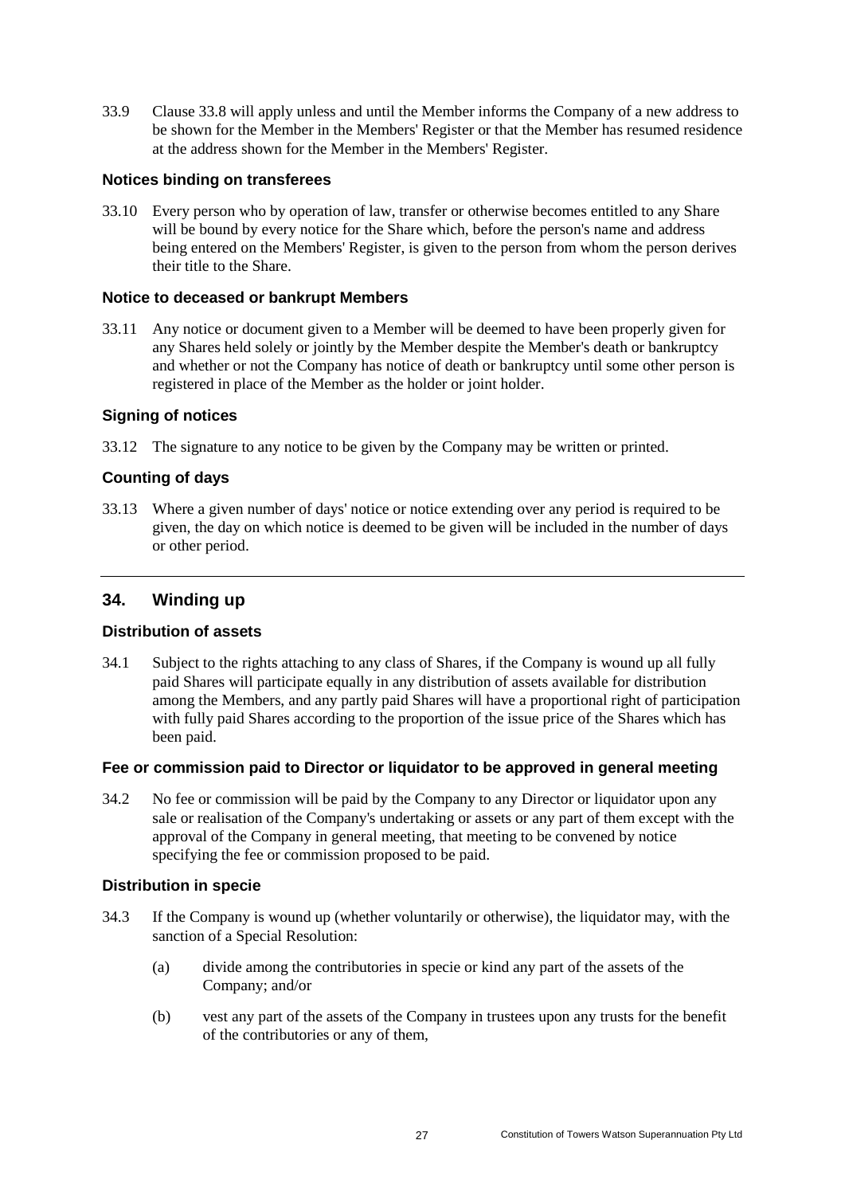33.9 Clause 33.8 will apply unless and until the Member informs the Company of a new address to be shown for the Member in the Members' Register or that the Member has resumed residence at the address shown for the Member in the Members' Register.

### Notices binding on transferees

33.10 Every person who by operation of law, transfer or otherwise becomes entitled to any Share will be bound by every notice for the Share which, before the person's name and address being entered on the Members' Register, is given to the person from whom the person derives their title to the Share.

### Notice to deceased or bankrupt Members

33.11 Any notice or document given to a Member will be deemed to have been properly given for any Shares held solely or jointly by the Member despite the Member's death or bankruptcy and whether or not the Company has notice of death or bankruptcy until some other person is registered in place of the Member as the holder or joint holder.

### Signing of notices

33.12 The signature to any notice to be given by the Company may be written or printed.

### Counting of days

33.13 Where a given number of days' notice or notice extending over any period is required to be given, the day on which notice is deemed to be given will be included in the number of days or other period.

---

## 34. Winding up

### Distribution of assets

34.1 Subject to the rights attaching to any class of Shares, if the Company is wound up all fully paid Shares will participate equally in any distribution of assets available for distribution among the Members, and any partly paid Shares will have a proportional right of participation with fully paid Shares according to the proportion of the issue price of the Shares which has been paid.

### Fee or commission paid to Director or liquidator to be approved in general meeting

34.2 No fee or commission will be paid by the Company to any Director or liquidator upon any sale or realisation of the Company's undertaking or assets or any part of them except with the approval of the Company in general meeting, that meeting to be convened by notice specifying the fee or commission proposed to be paid.

### Distribution in specie

34.3 If the Company is wound up (whether voluntarily or otherwise), the liquidator may, with the sanction of a Special Resolution:

(a) divide among the contributories in specie or kind any part of the assets of the Company; and/or

(b) vest any part of the assets of the Company in trustees upon any trusts for the benefit of the contributories or any of them,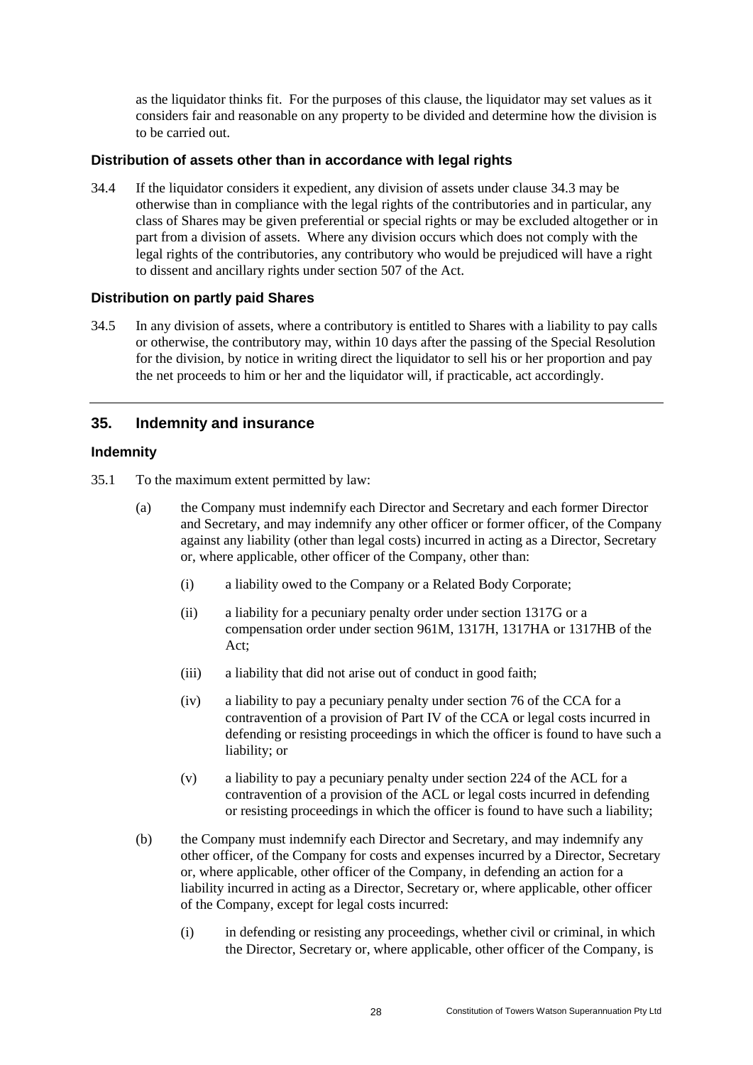as the liquidator thinks fit. For the purposes of this clause, the liquidator may set values as it considers fair and reasonable on any property to be divided and determine how the division is to be carried out.

### Distribution of assets other than in accordance with legal rights

34.4 If the liquidator considers it expedient, any division of assets under clause 34.3 may be otherwise than in compliance with the legal rights of the contributories and in particular, any class of Shares may be given preferential or special rights or may be excluded altogether or in part from a division of assets. Where any division occurs which does not comply with the legal rights of the contributories, any contributory who would be prejudiced will have a right to dissent and ancillary rights under section 507 of the Act.

### Distribution on partly paid Shares

34.5 In any division of assets, where a contributory is entitled to Shares with a liability to pay calls or otherwise, the contributory may, within 10 days after the passing of the Special Resolution for the division, by notice in writing direct the liquidator to sell his or her proportion and pay the net proceeds to him or her and the liquidator will, if practicable, act accordingly.

---

## 35. Indemnity and insurance

### Indemnity

35.1 To the maximum extent permitted by law:

(a) the Company must indemnify each Director and Secretary and each former Director and Secretary, and may indemnify any other officer or former officer, of the Company against any liability (other than legal costs) incurred in acting as a Director, Secretary or, where applicable, other officer of the Company, other than:

(i) a liability owed to the Company or a Related Body Corporate;

(ii) a liability for a pecuniary penalty order under section 1317G or a compensation order under section 961M, 1317H, 1317HA or 1317HB of the Act;

(iii) a liability that did not arise out of conduct in good faith;

(iv) a liability to pay a pecuniary penalty under section 76 of the CCA for a contravention of a provision of Part IV of the CCA or legal costs incurred in defending or resisting proceedings in which the officer is found to have such a liability; or

(v) a liability to pay a pecuniary penalty under section 224 of the ACL for a contravention of a provision of the ACL or legal costs incurred in defending or resisting proceedings in which the officer is found to have such a liability;

(b) the Company must indemnify each Director and Secretary, and may indemnify any other officer, of the Company for costs and expenses incurred by a Director, Secretary or, where applicable, other officer of the Company, in defending an action for a liability incurred in acting as a Director, Secretary or, where applicable, other officer of the Company, except for legal costs incurred:

(i) in defending or resisting any proceedings, whether civil or criminal, in which the Director, Secretary or, where applicable, other officer of the Company, is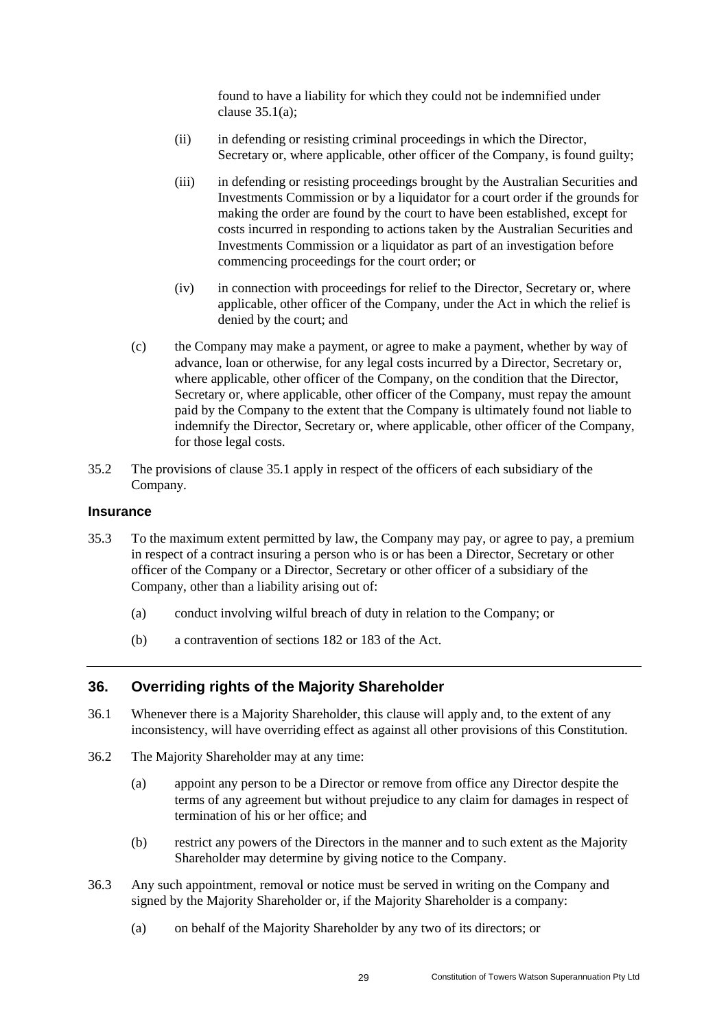found to have a liability for which they could not be indemnified under clause 35.1(a);

(ii) in defending or resisting criminal proceedings in which the Director, Secretary or, where applicable, other officer of the Company, is found guilty;

(iii) in defending or resisting proceedings brought by the Australian Securities and Investments Commission or by a liquidator for a court order if the grounds for making the order are found by the court to have been established, except for costs incurred in responding to actions taken by the Australian Securities and Investments Commission or a liquidator as part of an investigation before commencing proceedings for the court order; or

(iv) in connection with proceedings for relief to the Director, Secretary or, where applicable, other officer of the Company, under the Act in which the relief is denied by the court; and

(c) the Company may make a payment, or agree to make a payment, whether by way of advance, loan or otherwise, for any legal costs incurred by a Director, Secretary or, where applicable, other officer of the Company, on the condition that the Director, Secretary or, where applicable, other officer of the Company, must repay the amount paid by the Company to the extent that the Company is ultimately found not liable to indemnify the Director, Secretary or, where applicable, other officer of the Company, for those legal costs.

35.2 The provisions of clause 35.1 apply in respect of the officers of each subsidiary of the Company.

### Insurance

35.3 To the maximum extent permitted by law, the Company may pay, or agree to pay, a premium in respect of a contract insuring a person who is or has been a Director, Secretary or other officer of the Company or a Director, Secretary or other officer of a subsidiary of the Company, other than a liability arising out of:

(a) conduct involving wilful breach of duty in relation to the Company; or

(b) a contravention of sections 182 or 183 of the Act.

## 36. Overriding rights of the Majority Shareholder

36.1 Whenever there is a Majority Shareholder, this clause will apply and, to the extent of any inconsistency, will have overriding effect as against all other provisions of this Constitution.

36.2 The Majority Shareholder may at any time:

(a) appoint any person to be a Director or remove from office any Director despite the terms of any agreement but without prejudice to any claim for damages in respect of termination of his or her office; and

(b) restrict any powers of the Directors in the manner and to such extent as the Majority Shareholder may determine by giving notice to the Company.

36.3 Any such appointment, removal or notice must be served in writing on the Company and signed by the Majority Shareholder or, if the Majority Shareholder is a company:

(a) on behalf of the Majority Shareholder by any two of its directors; or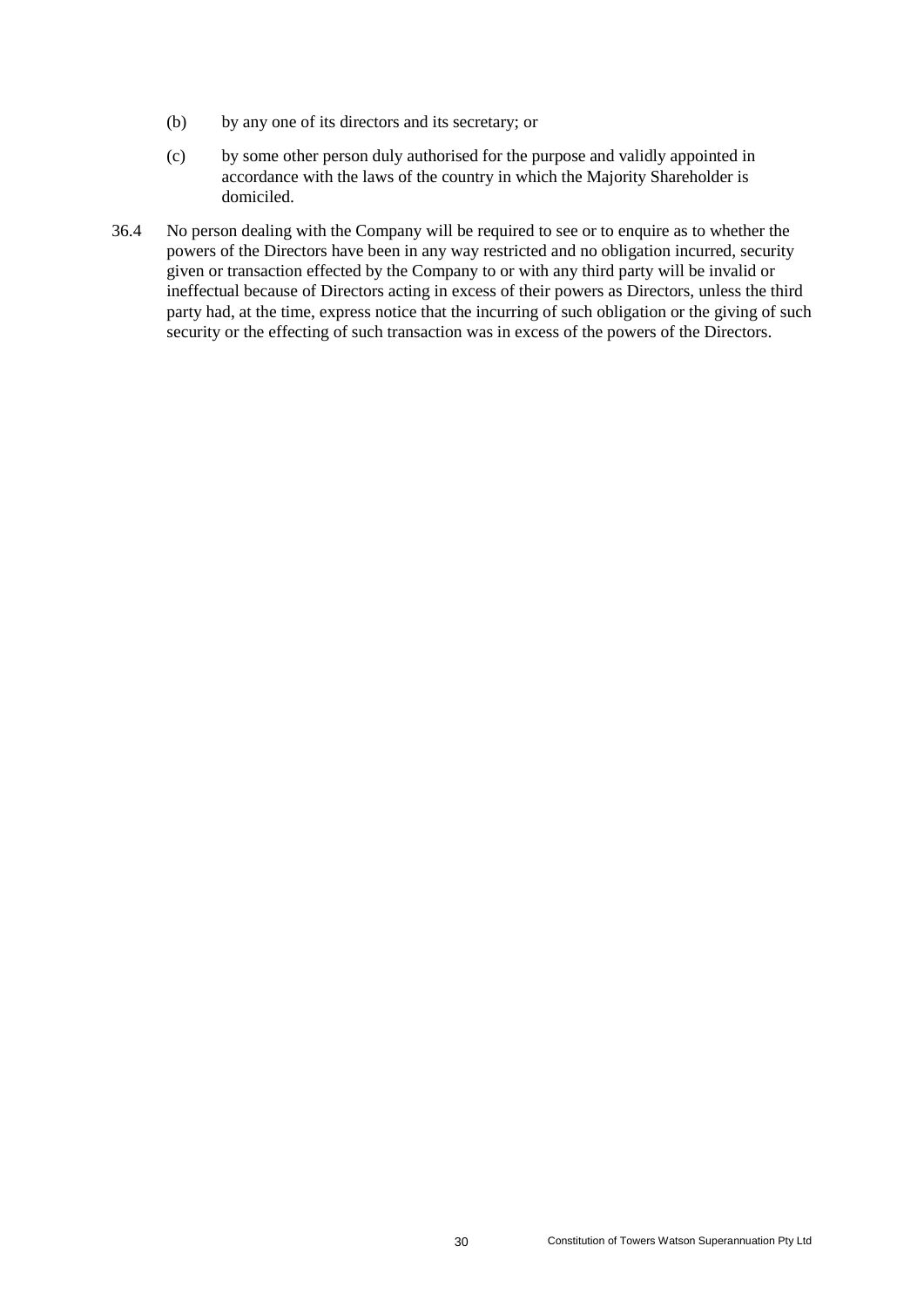(b) by any one of its directors and its secretary; or

(c) by some other person duly authorised for the purpose and validly appointed in accordance with the laws of the country in which the Majority Shareholder is domiciled.

36.4 No person dealing with the Company will be required to see or to enquire as to whether the powers of the Directors have been in any way restricted and no obligation incurred, security given or transaction effected by the Company to or with any third party will be invalid or ineffectual because of Directors acting in excess of their powers as Directors, unless the third party had, at the time, express notice that the incurring of such obligation or the giving of such security or the effecting of such transaction was in excess of the powers of the Directors.